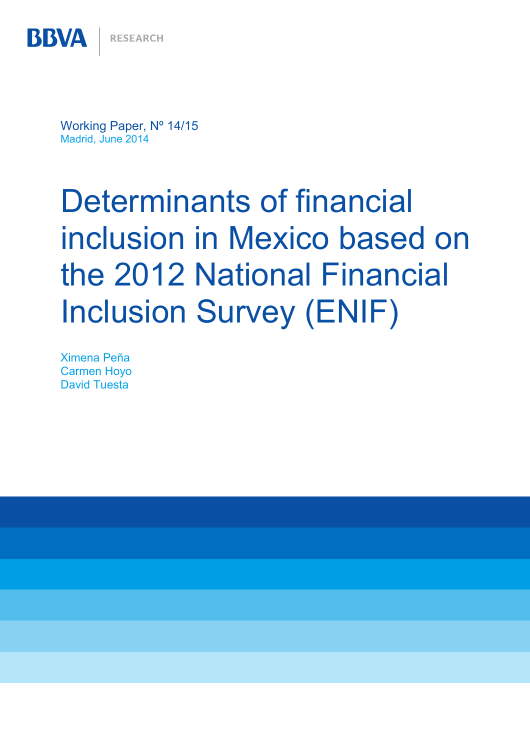BBVA | RESEARCH

Working Paper, Nº 14/15
Madrid, June 2014

# Determinants of financial inclusion in Mexico based on the 2012 National Financial Inclusion Survey (ENIF)

Ximena Peña
Carmen Hoyo
David Tuesta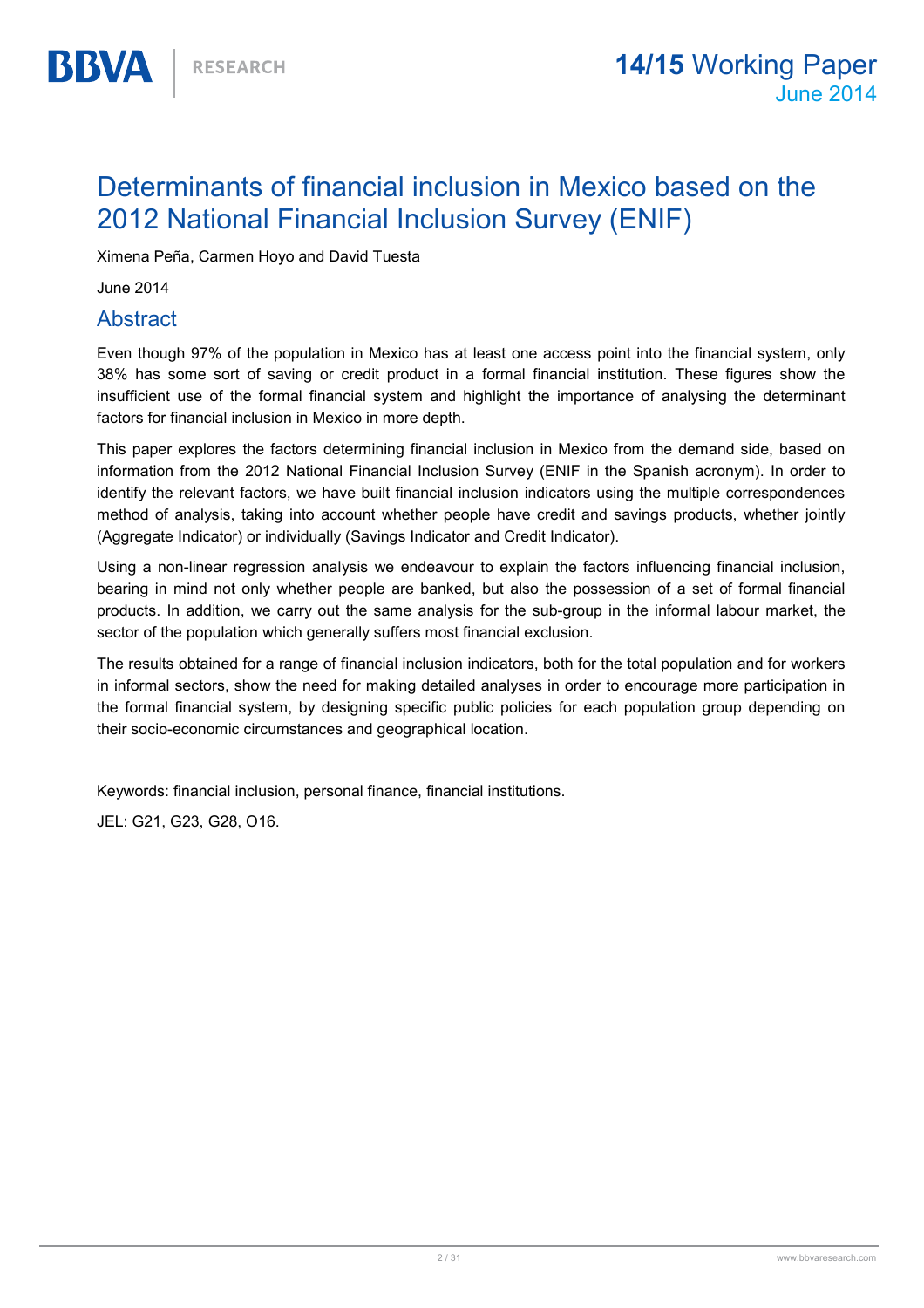# Determinants of financial inclusion in Mexico based on the 2012 National Financial Inclusion Survey (ENIF)

Ximena Peña, Carmen Hoyo and David Tuesta

June 2014

## Abstract

Even though 97% of the population in Mexico has at least one access point into the financial system, only 38% has some sort of saving or credit product in a formal financial institution. These figures show the insufficient use of the formal financial system and highlight the importance of analysing the determinant factors for financial inclusion in Mexico in more depth.

This paper explores the factors determining financial inclusion in Mexico from the demand side, based on information from the 2012 National Financial Inclusion Survey (ENIF in the Spanish acronym). In order to identify the relevant factors, we have built financial inclusion indicators using the multiple correspondences method of analysis, taking into account whether people have credit and savings products, whether jointly (Aggregate Indicator) or individually (Savings Indicator and Credit Indicator).

Using a non-linear regression analysis we endeavour to explain the factors influencing financial inclusion, bearing in mind not only whether people are banked, but also the possession of a set of formal financial products. In addition, we carry out the same analysis for the sub-group in the informal labour market, the sector of the population which generally suffers most financial exclusion.

The results obtained for a range of financial inclusion indicators, both for the total population and for workers in informal sectors, show the need for making detailed analyses in order to encourage more participation in the formal financial system, by designing specific public policies for each population group depending on their socio-economic circumstances and geographical location.

Keywords: financial inclusion, personal finance, financial institutions.

JEL: G21, G23, G28, O16.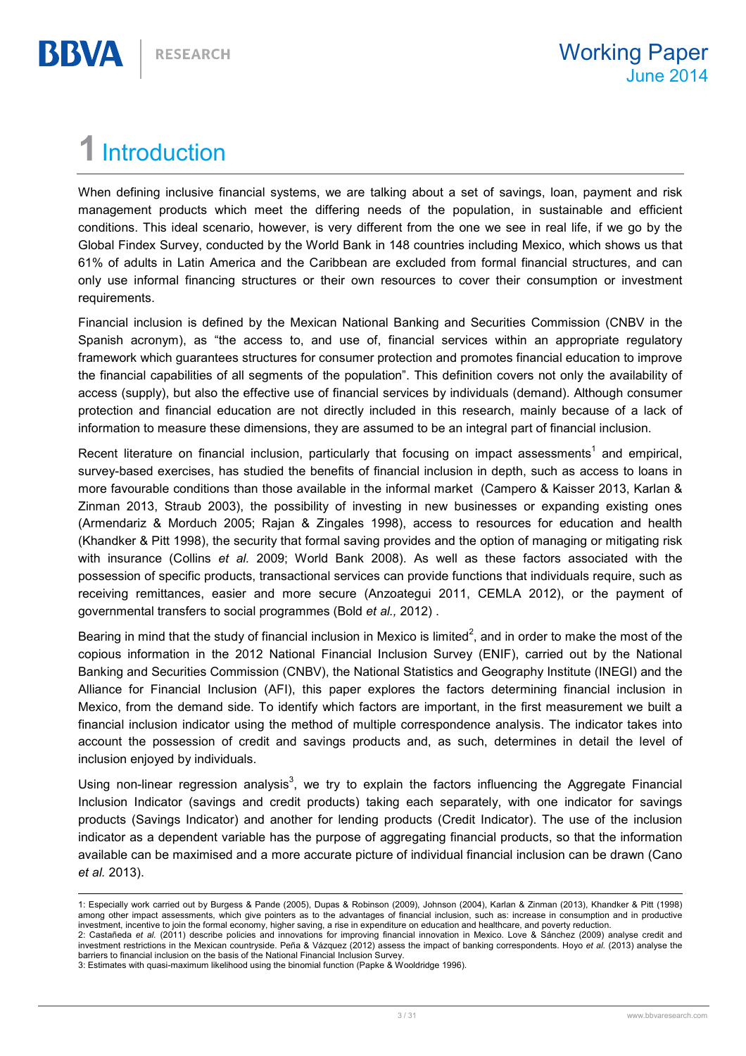# 1 Introduction

When defining inclusive financial systems, we are talking about a set of savings, loan, payment and risk management products which meet the differing needs of the population, in sustainable and efficient conditions. This ideal scenario, however, is very different from the one we see in real life, if we go by the Global Findex Survey, conducted by the World Bank in 148 countries including Mexico, which shows us that 61% of adults in Latin America and the Caribbean are excluded from formal financial structures, and can only use informal financing structures or their own resources to cover their consumption or investment requirements.

Financial inclusion is defined by the Mexican National Banking and Securities Commission (CNBV in the Spanish acronym), as "the access to, and use of, financial services within an appropriate regulatory framework which guarantees structures for consumer protection and promotes financial education to improve the financial capabilities of all segments of the population". This definition covers not only the availability of access (supply), but also the effective use of financial services by individuals (demand). Although consumer protection and financial education are not directly included in this research, mainly because of a lack of information to measure these dimensions, they are assumed to be an integral part of financial inclusion.

Recent literature on financial inclusion, particularly that focusing on impact assessments[1] and empirical, survey-based exercises, has studied the benefits of financial inclusion in depth, such as access to loans in more favourable conditions than those available in the informal market (Campero & Kaisser 2013, Karlan & Zinman 2013, Straub 2003), the possibility of investing in new businesses or expanding existing ones (Armendariz & Morduch 2005; Rajan & Zingales 1998), access to resources for education and health (Khandker & Pitt 1998), the security that formal saving provides and the option of managing or mitigating risk with insurance (Collins *et al.* 2009; World Bank 2008). As well as these factors associated with the possession of specific products, transactional services can provide functions that individuals require, such as receiving remittances, easier and more secure (Anzoategui 2011, CEMLA 2012), or the payment of governmental transfers to social programmes (Bold *et al.,* 2012) .

Bearing in mind that the study of financial inclusion in Mexico is limited[2], and in order to make the most of the copious information in the 2012 National Financial Inclusion Survey (ENIF), carried out by the National Banking and Securities Commission (CNBV), the National Statistics and Geography Institute (INEGI) and the Alliance for Financial Inclusion (AFI), this paper explores the factors determining financial inclusion in Mexico, from the demand side. To identify which factors are important, in the first measurement we built a financial inclusion indicator using the method of multiple correspondence analysis. The indicator takes into account the possession of credit and savings products and, as such, determines in detail the level of inclusion enjoyed by individuals.

Using non-linear regression analysis[3], we try to explain the factors influencing the Aggregate Financial Inclusion Indicator (savings and credit products) taking each separately, with one indicator for savings products (Savings Indicator) and another for lending products (Credit Indicator). The use of the inclusion indicator as a dependent variable has the purpose of aggregating financial products, so that the information available can be maximised and a more accurate picture of individual financial inclusion can be drawn (Cano *et al.* 2013).

---

1: Especially work carried out by Burgess & Pande (2005), Dupas & Robinson (2009), Johnson (2004), Karlan & Zinman (2013), Khandker & Pitt (1998) among other impact assessments, which give pointers as to the advantages of financial inclusion, such as: increase in consumption and in productive investment, incentive to join the formal economy, higher saving, a rise in expenditure on education and healthcare, and poverty reduction.

2: Castañeda *et al.* (2011) describe policies and innovations for improving financial innovation in Mexico. Love & Sánchez (2009) analyse credit and investment restrictions in the Mexican countryside. Peña & Vázquez (2012) assess the impact of banking correspondents. Hoyo *et al.* (2013) analyse the barriers to financial inclusion on the basis of the National Financial Inclusion Survey.

3: Estimates with quasi-maximum likelihood using the binomial function (Papke & Wooldridge 1996).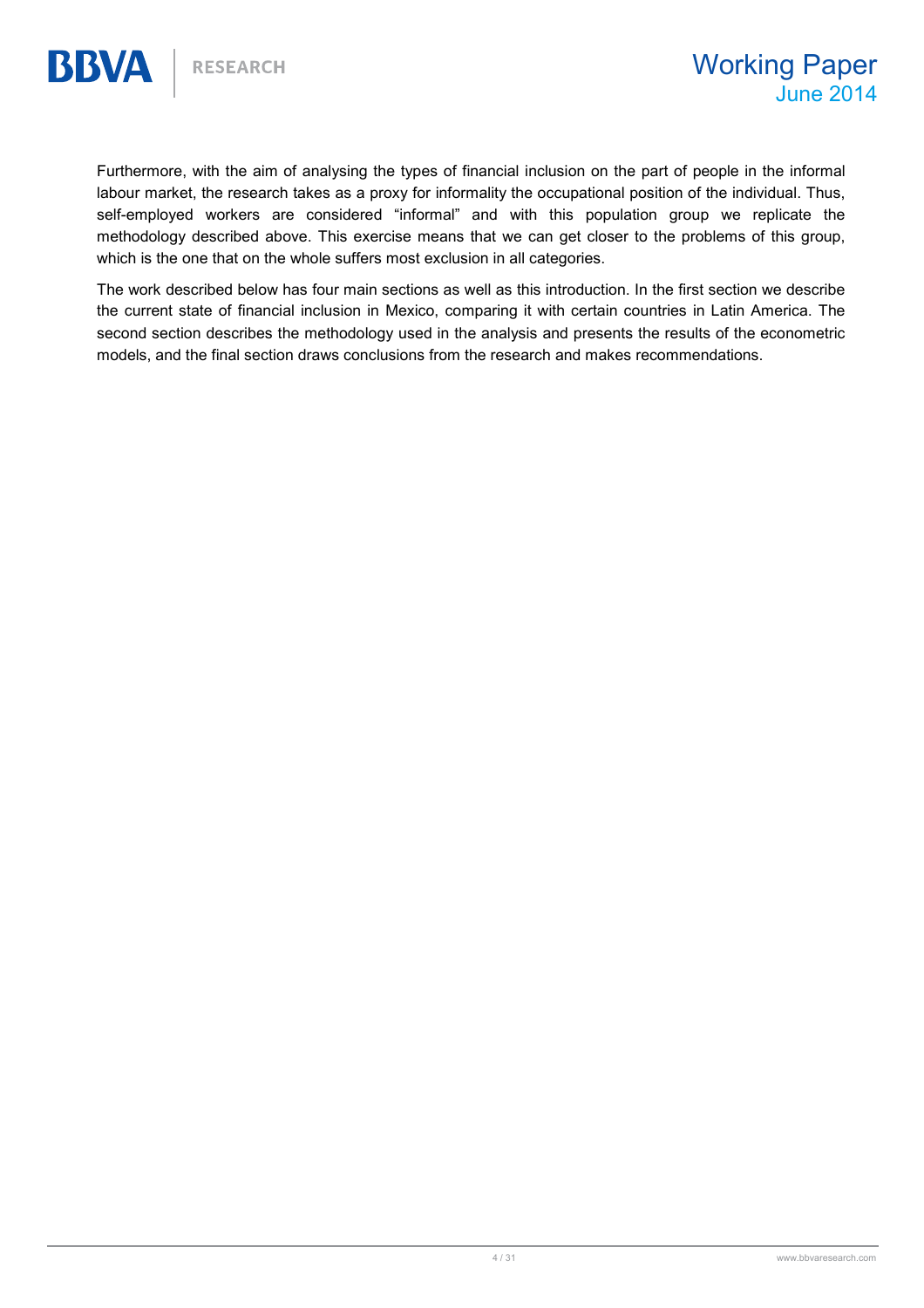Furthermore, with the aim of analysing the types of financial inclusion on the part of people in the informal labour market, the research takes as a proxy for informality the occupational position of the individual. Thus, self-employed workers are considered "informal" and with this population group we replicate the methodology described above. This exercise means that we can get closer to the problems of this group, which is the one that on the whole suffers most exclusion in all categories.

The work described below has four main sections as well as this introduction. In the first section we describe the current state of financial inclusion in Mexico, comparing it with certain countries in Latin America. The second section describes the methodology used in the analysis and presents the results of the econometric models, and the final section draws conclusions from the research and makes recommendations.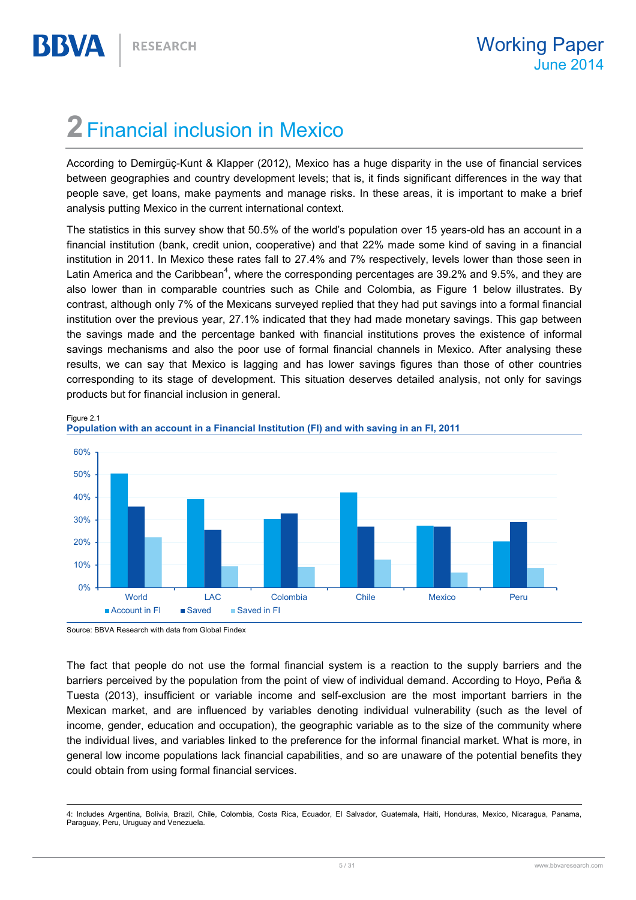# 2 Financial inclusion in Mexico

According to Demirgüç-Kunt & Klapper (2012), Mexico has a huge disparity in the use of financial services between geographies and country development levels; that is, it finds significant differences in the way that people save, get loans, make payments and manage risks. In these areas, it is important to make a brief analysis putting Mexico in the current international context.

The statistics in this survey show that 50.5% of the world's population over 15 years-old has an account in a financial institution (bank, credit union, cooperative) and that 22% made some kind of saving in a financial institution in 2011. In Mexico these rates fall to 27.4% and 7% respectively, levels lower than those seen in Latin America and the Caribbean[4], where the corresponding percentages are 39.2% and 9.5%, and they are also lower than in comparable countries such as Chile and Colombia, as Figure 1 below illustrates. By contrast, although only 7% of the Mexicans surveyed replied that they had put savings into a formal financial institution over the previous year, 27.1% indicated that they had made monetary savings. This gap between the savings made and the percentage banked with financial institutions proves the existence of informal savings mechanisms and also the poor use of formal financial channels in Mexico. After analysing these results, we can say that Mexico is lagging and has lower savings figures than those of other countries corresponding to its stage of development. This situation deserves detailed analysis, not only for savings products but for financial inclusion in general.

Figure 2.1
**Population with an account in a Financial Institution (FI) and with saving in an FI, 2011**

Source: BBVA Research with data from Global Findex

The fact that people do not use the formal financial system is a reaction to the supply barriers and the barriers perceived by the population from the point of view of individual demand. According to Hoyo, Peña & Tuesta (2013), insufficient or variable income and self-exclusion are the most important barriers in the Mexican market, and are influenced by variables denoting individual vulnerability (such as the level of income, gender, education and occupation), the geographic variable as to the size of the community where the individual lives, and variables linked to the preference for the informal financial market. What is more, in general low income populations lack financial capabilities, and so are unaware of the potential benefits they could obtain from using formal financial services.

4: Includes Argentina, Bolivia, Brazil, Chile, Colombia, Costa Rica, Ecuador, El Salvador, Guatemala, Haiti, Honduras, Mexico, Nicaragua, Panama, Paraguay, Peru, Uruguay and Venezuela.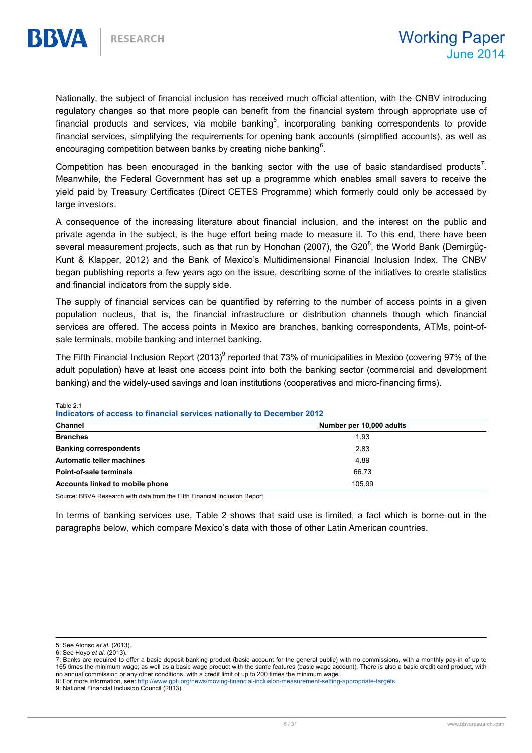Nationally, the subject of financial inclusion has received much official attention, with the CNBV introducing regulatory changes so that more people can benefit from the financial system through appropriate use of financial products and services, via mobile banking[5], incorporating banking correspondents to provide financial services, simplifying the requirements for opening bank accounts (simplified accounts), as well as encouraging competition between banks by creating niche banking[6].

Competition has been encouraged in the banking sector with the use of basic standardised products[7]. Meanwhile, the Federal Government has set up a programme which enables small savers to receive the yield paid by Treasury Certificates (Direct CETES Programme) which formerly could only be accessed by large investors.

A consequence of the increasing literature about financial inclusion, and the interest on the public and private agenda in the subject, is the huge effort being made to measure it. To this end, there have been several measurement projects, such as that run by Honohan (2007), the G20[8], the World Bank (Demirgüç-Kunt & Klapper, 2012) and the Bank of Mexico's Multidimensional Financial Inclusion Index. The CNBV began publishing reports a few years ago on the issue, describing some of the initiatives to create statistics and financial indicators from the supply side.

The supply of financial services can be quantified by referring to the number of access points in a given population nucleus, that is, the financial infrastructure or distribution channels though which financial services are offered. The access points in Mexico are branches, banking correspondents, ATMs, point-of-sale terminals, mobile banking and internet banking.

The Fifth Financial Inclusion Report (2013)[9] reported that 73% of municipalities in Mexico (covering 97% of the adult population) have at least one access point into both the banking sector (commercial and development banking) and the widely-used savings and loan institutions (cooperatives and micro-financing firms).

Table 2.1

**Indicators of access to financial services nationally to December 2012**

| Channel | Number per 10,000 adults |
|---|---|
| **Branches** | 1.93 |
| **Banking correspondents** | 2.83 |
| **Automatic teller machines** | 4.89 |
| **Point-of-sale terminals** | 66.73 |
| **Accounts linked to mobile phone** | 105.99 |

Source: BBVA Research with data from the Fifth Financial Inclusion Report

In terms of banking services use, Table 2 shows that said use is limited, a fact which is borne out in the paragraphs below, which compare Mexico's data with those of other Latin American countries.

---

5: See Alonso *et al.* (2013).
6: See Hoyo *et al.* (2013).
7: Banks are required to offer a basic deposit banking product (basic account for the general public) with no commissions, with a monthly pay-in of up to 165 times the minimum wage; as well as a basic wage product with the same features (basic wage account). There is also a basic credit card product, with no annual commission or any other conditions, with a credit limit of up to 200 times the minimum wage.
8: For more information, see: http://www.gpfi.org/news/moving-financial-inclusion-measurement-setting-appropriate-targets.
9: National Financial Inclusion Council (2013).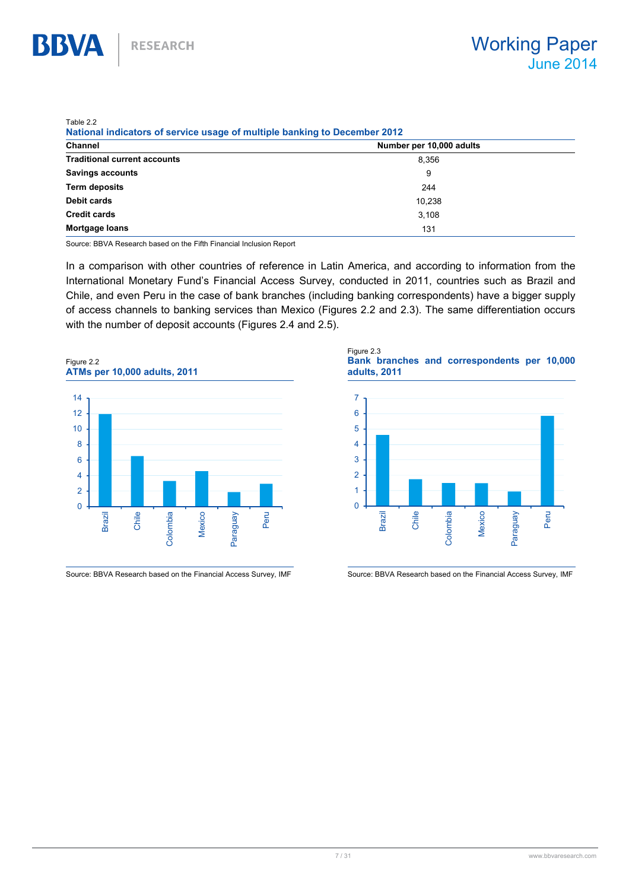Table 2.2

**National indicators of service usage of multiple banking to December 2012**

| Channel | Number per 10,000 adults |
|---|---|
| **Traditional current accounts** | 8,356 |
| **Savings accounts** | 9 |
| **Term deposits** | 244 |
| **Debit cards** | 10,238 |
| **Credit cards** | 3,108 |
| **Mortgage loans** | 131 |

Source: BBVA Research based on the Fifth Financial Inclusion Report

In a comparison with other countries of reference in Latin America, and according to information from the International Monetary Fund's Financial Access Survey, conducted in 2011, countries such as Brazil and Chile, and even Peru in the case of bank branches (including banking correspondents) have a bigger supply of access channels to banking services than Mexico (Figures 2.2 and 2.3). The same differentiation occurs with the number of deposit accounts (Figures 2.4 and 2.5).

Figure 2.2

**ATMs per 10,000 adults, 2011**

Source: BBVA Research based on the Financial Access Survey, IMF

Figure 2.3

**Bank branches and correspondents per 10,000 adults, 2011**

Source: BBVA Research based on the Financial Access Survey, IMF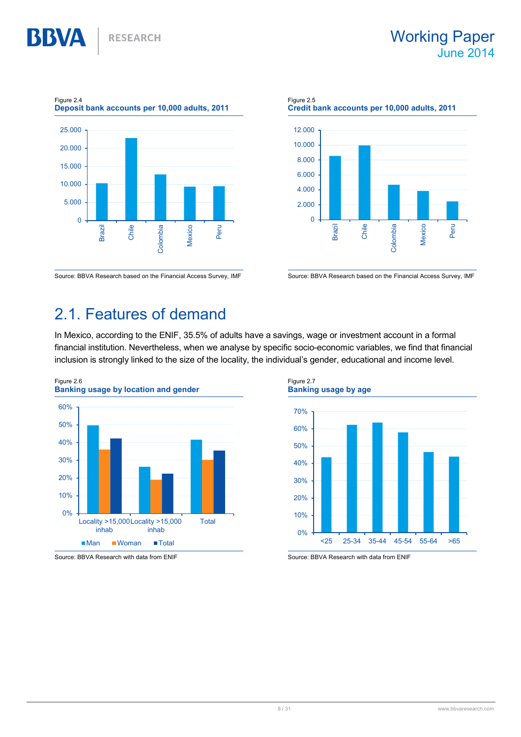Figure 2.4
**Deposit bank accounts per 10,000 adults, 2011**

Source: BBVA Research based on the Financial Access Survey, IMF

Figure 2.5
**Credit bank accounts per 10,000 adults, 2011**

Source: BBVA Research based on the Financial Access Survey, IMF

## 2.1. Features of demand

In Mexico, according to the ENIF, 35.5% of adults have a savings, wage or investment account in a formal financial institution. Nevertheless, when we analyse by specific socio-economic variables, we find that financial inclusion is strongly linked to the size of the locality, the individual's gender, educational and income level.

Figure 2.6
**Banking usage by location and gender**

Source: BBVA Research with data from ENIF

Figure 2.7
**Banking usage by age**

Source: BBVA Research with data from ENIF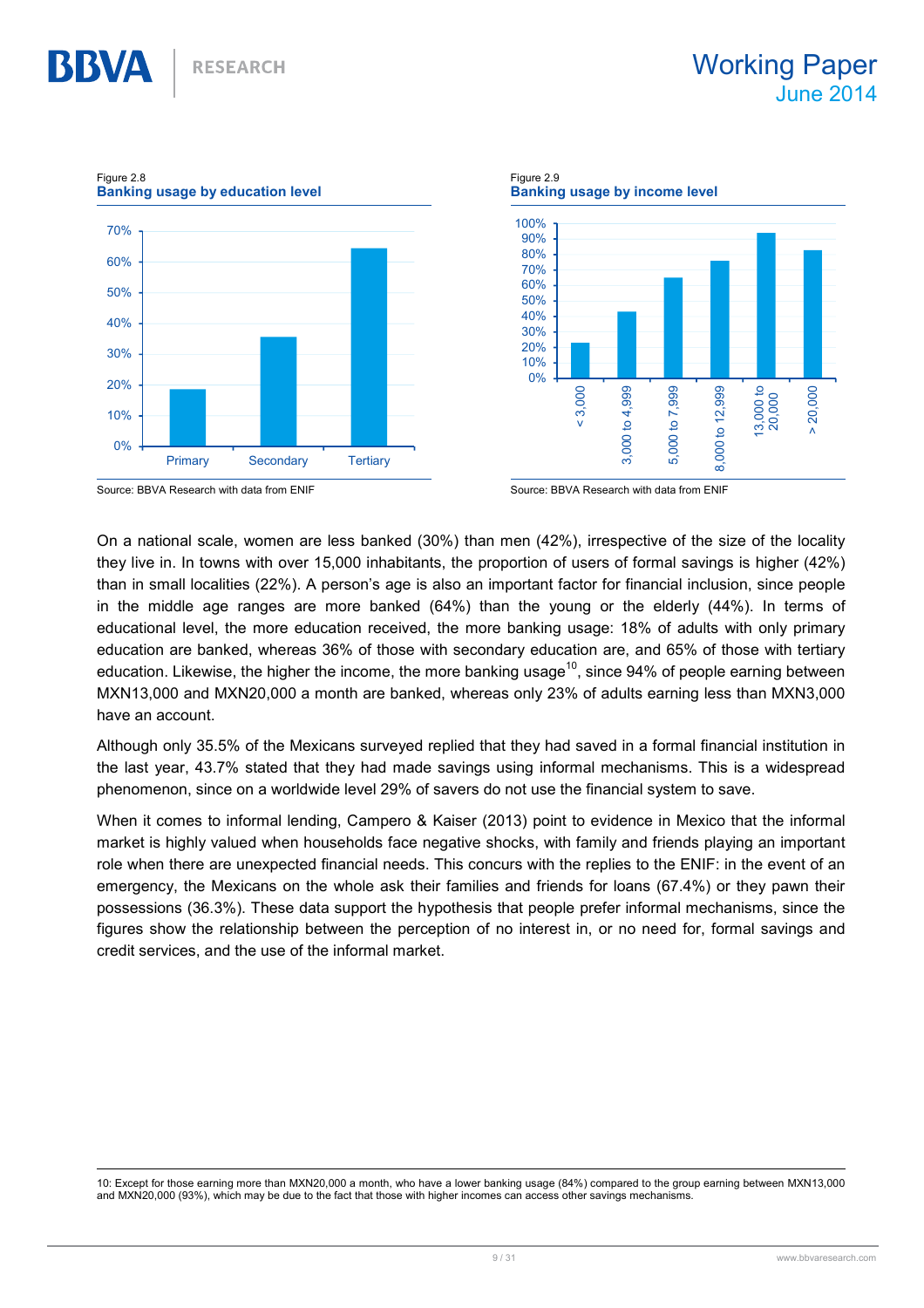Figure 2.8
**Banking usage by education level**

Source: BBVA Research with data from ENIF

Figure 2.9
**Banking usage by income level**

Source: BBVA Research with data from ENIF

On a national scale, women are less banked (30%) than men (42%), irrespective of the size of the locality they live in. In towns with over 15,000 inhabitants, the proportion of users of formal savings is higher (42%) than in small localities (22%). A person's age is also an important factor for financial inclusion, since people in the middle age ranges are more banked (64%) than the young or the elderly (44%). In terms of educational level, the more education received, the more banking usage: 18% of adults with only primary education are banked, whereas 36% of those with secondary education are, and 65% of those with tertiary education. Likewise, the higher the income, the more banking usage[10], since 94% of people earning between MXN13,000 and MXN20,000 a month are banked, whereas only 23% of adults earning less than MXN3,000 have an account.

Although only 35.5% of the Mexicans surveyed replied that they had saved in a formal financial institution in the last year, 43.7% stated that they had made savings using informal mechanisms. This is a widespread phenomenon, since on a worldwide level 29% of savers do not use the financial system to save.

When it comes to informal lending, Campero & Kaiser (2013) point to evidence in Mexico that the informal market is highly valued when households face negative shocks, with family and friends playing an important role when there are unexpected financial needs. This concurs with the replies to the ENIF: in the event of an emergency, the Mexicans on the whole ask their families and friends for loans (67.4%) or they pawn their possessions (36.3%). These data support the hypothesis that people prefer informal mechanisms, since the figures show the relationship between the perception of no interest in, or no need for, formal savings and credit services, and the use of the informal market.

10: Except for those earning more than MXN20,000 a month, who have a lower banking usage (84%) compared to the group earning between MXN13,000 and MXN20,000 (93%), which may be due to the fact that those with higher incomes can access other savings mechanisms.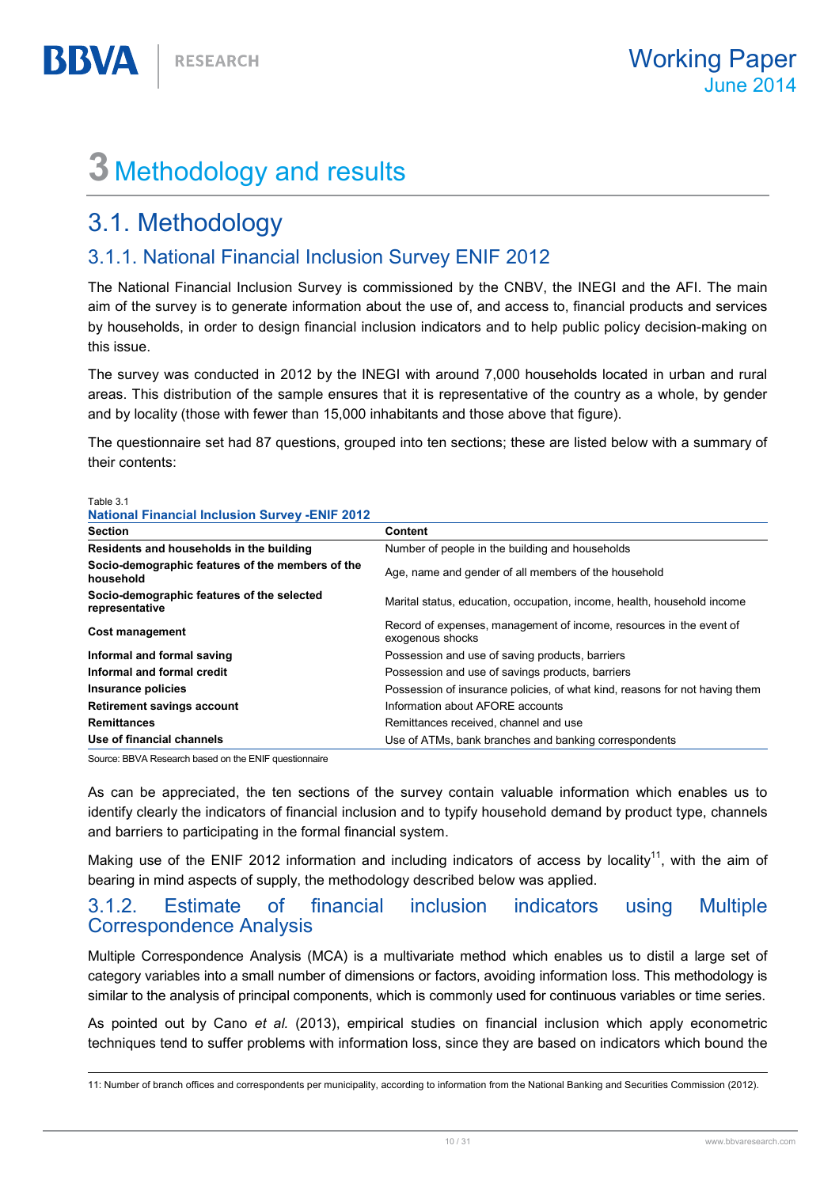# 3 Methodology and results

## 3.1. Methodology

### 3.1.1. National Financial Inclusion Survey ENIF 2012

The National Financial Inclusion Survey is commissioned by the CNBV, the INEGI and the AFI. The main aim of the survey is to generate information about the use of, and access to, financial products and services by households, in order to design financial inclusion indicators and to help public policy decision-making on this issue.

The survey was conducted in 2012 by the INEGI with around 7,000 households located in urban and rural areas. This distribution of the sample ensures that it is representative of the country as a whole, by gender and by locality (those with fewer than 15,000 inhabitants and those above that figure).

The questionnaire set had 87 questions, grouped into ten sections; these are listed below with a summary of their contents:

Table 3.1

**National Financial Inclusion Survey -ENIF 2012**

| Section | Content |
|---|---|
| **Residents and households in the building** | Number of people in the building and households |
| **Socio-demographic features of the members of the household** | Age, name and gender of all members of the household |
| **Socio-demographic features of the selected representative** | Marital status, education, occupation, income, health, household income |
| **Cost management** | Record of expenses, management of income, resources in the event of exogenous shocks |
| **Informal and formal saving** | Possession and use of saving products, barriers |
| **Informal and formal credit** | Possession and use of savings products, barriers |
| **Insurance policies** | Possession of insurance policies, of what kind, reasons for not having them |
| **Retirement savings account** | Information about AFORE accounts |
| **Remittances** | Remittances received, channel and use |
| **Use of financial channels** | Use of ATMs, bank branches and banking correspondents |

Source: BBVA Research based on the ENIF questionnaire

As can be appreciated, the ten sections of the survey contain valuable information which enables us to identify clearly the indicators of financial inclusion and to typify household demand by product type, channels and barriers to participating in the formal financial system.

Making use of the ENIF 2012 information and including indicators of access by locality[11], with the aim of bearing in mind aspects of supply, the methodology described below was applied.

### 3.1.2. Estimate of financial inclusion indicators using Multiple Correspondence Analysis

Multiple Correspondence Analysis (MCA) is a multivariate method which enables us to distil a large set of category variables into a small number of dimensions or factors, avoiding information loss. This methodology is similar to the analysis of principal components, which is commonly used for continuous variables or time series.

As pointed out by Cano *et al.* (2013), empirical studies on financial inclusion which apply econometric techniques tend to suffer problems with information loss, since they are based on indicators which bound the

11: Number of branch offices and correspondents per municipality, according to information from the National Banking and Securities Commission (2012).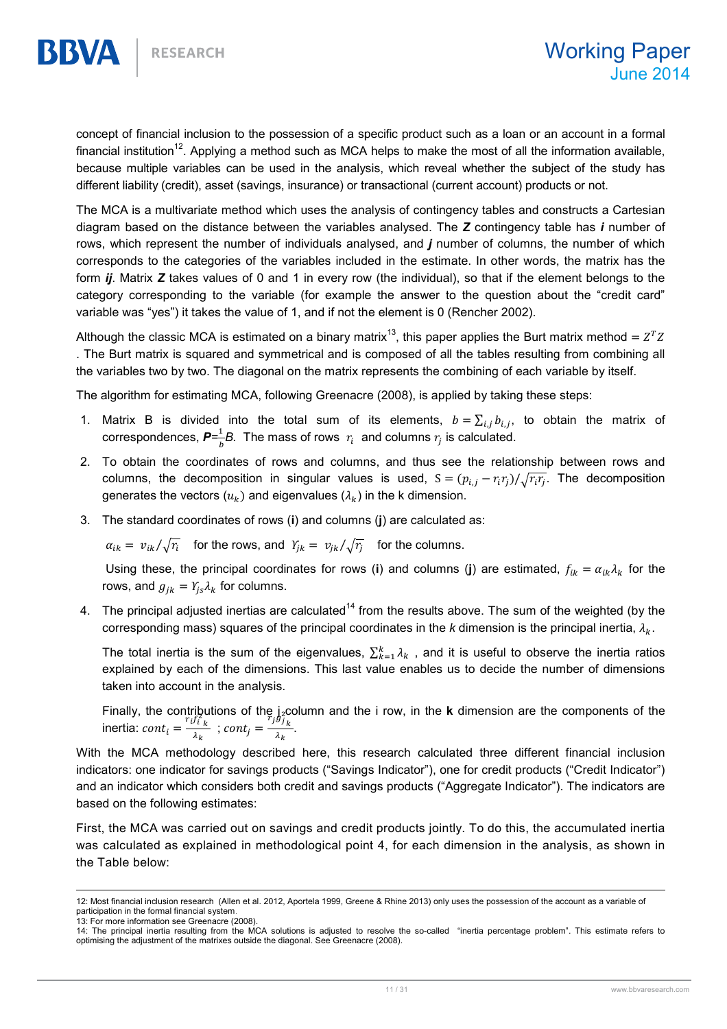concept of financial inclusion to the possession of a specific product such as a loan or an account in a formal financial institution[12]. Applying a method such as MCA helps to make the most of all the information available, because multiple variables can be used in the analysis, which reveal whether the subject of the study has different liability (credit), asset (savings, insurance) or transactional (current account) products or not.

The MCA is a multivariate method which uses the analysis of contingency tables and constructs a Cartesian diagram based on the distance between the variables analysed. The ***Z*** contingency table has ***i*** number of rows, which represent the number of individuals analysed, and ***j*** number of columns, the number of which corresponds to the categories of the variables included in the estimate. In other words, the matrix has the form ***ij***. Matrix ***Z*** takes values of 0 and 1 in every row (the individual), so that if the element belongs to the category corresponding to the variable (for example the answer to the question about the "credit card" variable was "yes") it takes the value of 1, and if not the element is 0 (Rencher 2002).

Although the classic MCA is estimated on a binary matrix[13], this paper applies the Burt matrix method $= Z^T Z$. The Burt matrix is squared and symmetrical and is composed of all the tables resulting from combining all the variables two by two. The diagonal on the matrix represents the combining of each variable by itself.

The algorithm for estimating MCA, following Greenacre (2008), is applied by taking these steps:

1. Matrix B is divided into the total sum of its elements, $b = \sum_{i,j} b_{i,j}$, to obtain the matrix of correspondences, ***P***$=\frac{1}{b}B$. The mass of rows $r_i$ and columns $r_j$ is calculated.
2. To obtain the coordinates of rows and columns, and thus see the relationship between rows and columns, the decomposition in singular values is used, $S = (p_{i,j} - r_i r_j)/\sqrt{r_i r_j}$. The decomposition generates the vectors $(u_k)$ and eigenvalues $(\lambda_k)$ in the k dimension.
3. The standard coordinates of rows (**i**) and columns (**j**) are calculated as:

   $\alpha_{ik} = v_{ik}/\sqrt{r_i}$ for the rows, and $\Upsilon_{jk} = v_{jk}/\sqrt{r_j}$ for the columns.

   Using these, the principal coordinates for rows (**i**) and columns (**j**) are estimated, $f_{ik} = \alpha_{ik}\lambda_k$ for the rows, and $g_{jk} = \Upsilon_{js}\lambda_k$ for columns.
4. The principal adjusted inertias are calculated[14] from the results above. The sum of the weighted (by the corresponding mass) squares of the principal coordinates in the *k* dimension is the principal inertia, $\lambda_k$.

   The total inertia is the sum of the eigenvalues, $\sum_{k=1}^{k} \lambda_k$, and it is useful to observe the inertia ratios explained by each of the dimensions. This last value enables us to decide the number of dimensions taken into account in the analysis.

   Finally, the contributions of the j column and the i row, in the **k** dimension are the components of the inertia: $cont_i = \frac{r_i f_{ik}^2}{\lambda_k}$ ; $cont_j = \frac{r_j g_{jk}^2}{\lambda_k}$.

With the MCA methodology described here, this research calculated three different financial inclusion indicators: one indicator for savings products ("Savings Indicator"), one for credit products ("Credit Indicator") and an indicator which considers both credit and savings products ("Aggregate Indicator"). The indicators are based on the following estimates:

First, the MCA was carried out on savings and credit products jointly. To do this, the accumulated inertia was calculated as explained in methodological point 4, for each dimension in the analysis, as shown in the Table below:

---

12: Most financial inclusion research (Allen et al. 2012, Aportela 1999, Greene & Rhine 2013) only uses the possession of the account as a variable of participation in the formal financial system.

13: For more information see Greenacre (2008).

14: The principal inertia resulting from the MCA solutions is adjusted to resolve the so-called "inertia percentage problem". This estimate refers to optimising the adjustment of the matrixes outside the diagonal. See Greenacre (2008).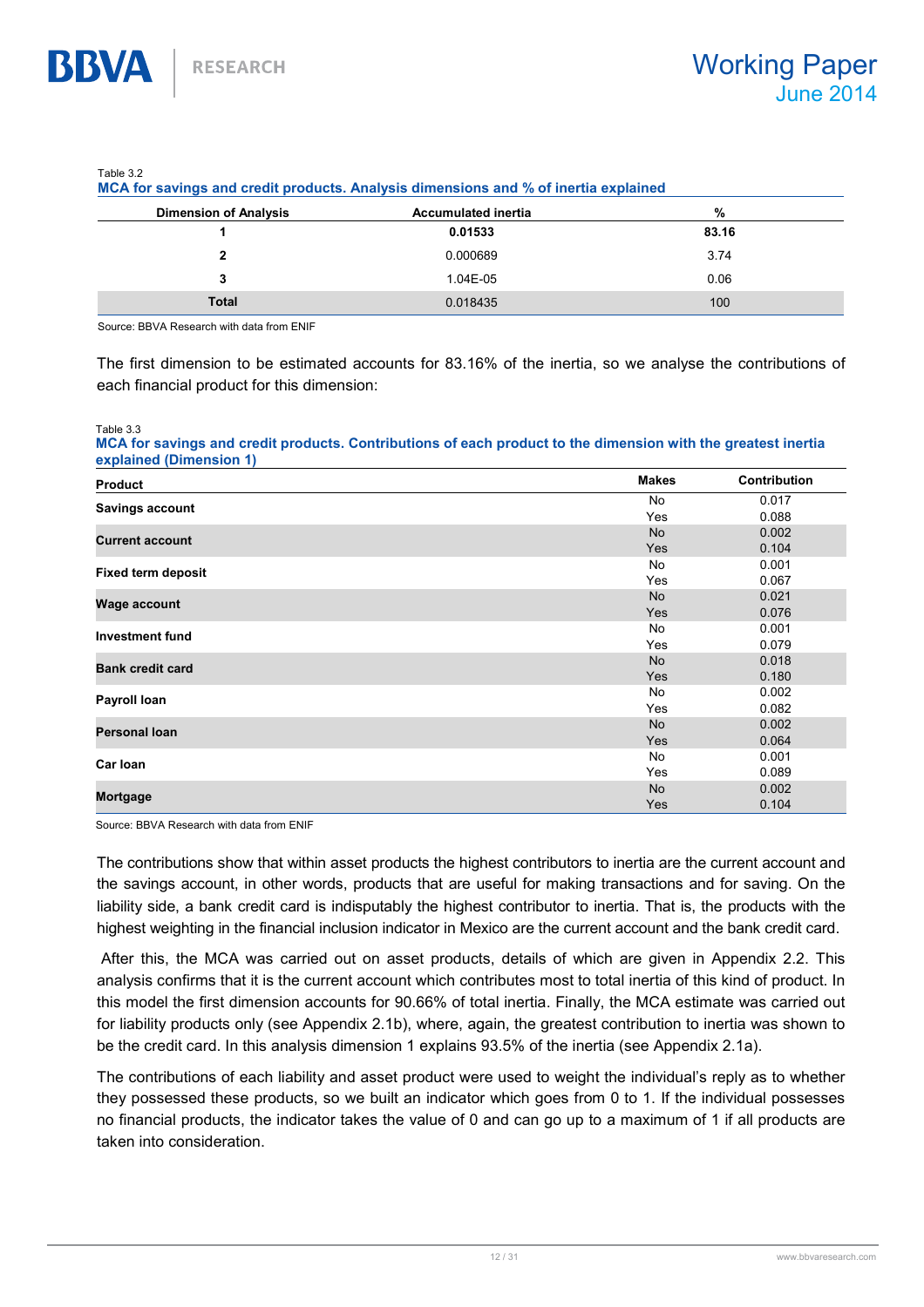Table 3.2

**MCA for savings and credit products. Analysis dimensions and % of inertia explained**

| Dimension of Analysis | Accumulated inertia | % |
|---|---|---|
| **1** | **0.01533** | **83.16** |
| **2** | 0.000689 | 3.74 |
| **3** | 1.04E-05 | 0.06 |
| **Total** | 0.018435 | 100 |

Source: BBVA Research with data from ENIF

The first dimension to be estimated accounts for 83.16% of the inertia, so we analyse the contributions of each financial product for this dimension:

Table 3.3

**MCA for savings and credit products. Contributions of each product to the dimension with the greatest inertia explained (Dimension 1)**

| Product | Makes | Contribution |
|---|---|---|
| **Savings account** | No | 0.017 |
| | Yes | 0.088 |
| **Current account** | No | 0.002 |
| | Yes | 0.104 |
| **Fixed term deposit** | No | 0.001 |
| | Yes | 0.067 |
| **Wage account** | No | 0.021 |
| | Yes | 0.076 |
| **Investment fund** | No | 0.001 |
| | Yes | 0.079 |
| **Bank credit card** | No | 0.018 |
| | Yes | 0.180 |
| **Payroll loan** | No | 0.002 |
| | Yes | 0.082 |
| **Personal loan** | No | 0.002 |
| | Yes | 0.064 |
| **Car loan** | No | 0.001 |
| | Yes | 0.089 |
| **Mortgage** | No | 0.002 |
| | Yes | 0.104 |

Source: BBVA Research with data from ENIF

The contributions show that within asset products the highest contributors to inertia are the current account and the savings account, in other words, products that are useful for making transactions and for saving. On the liability side, a bank credit card is indisputably the highest contributor to inertia. That is, the products with the highest weighting in the financial inclusion indicator in Mexico are the current account and the bank credit card.

After this, the MCA was carried out on asset products, details of which are given in Appendix 2.2. This analysis confirms that it is the current account which contributes most to total inertia of this kind of product. In this model the first dimension accounts for 90.66% of total inertia. Finally, the MCA estimate was carried out for liability products only (see Appendix 2.1b), where, again, the greatest contribution to inertia was shown to be the credit card. In this analysis dimension 1 explains 93.5% of the inertia (see Appendix 2.1a).

The contributions of each liability and asset product were used to weight the individual's reply as to whether they possessed these products, so we built an indicator which goes from 0 to 1. If the individual possesses no financial products, the indicator takes the value of 0 and can go up to a maximum of 1 if all products are taken into consideration.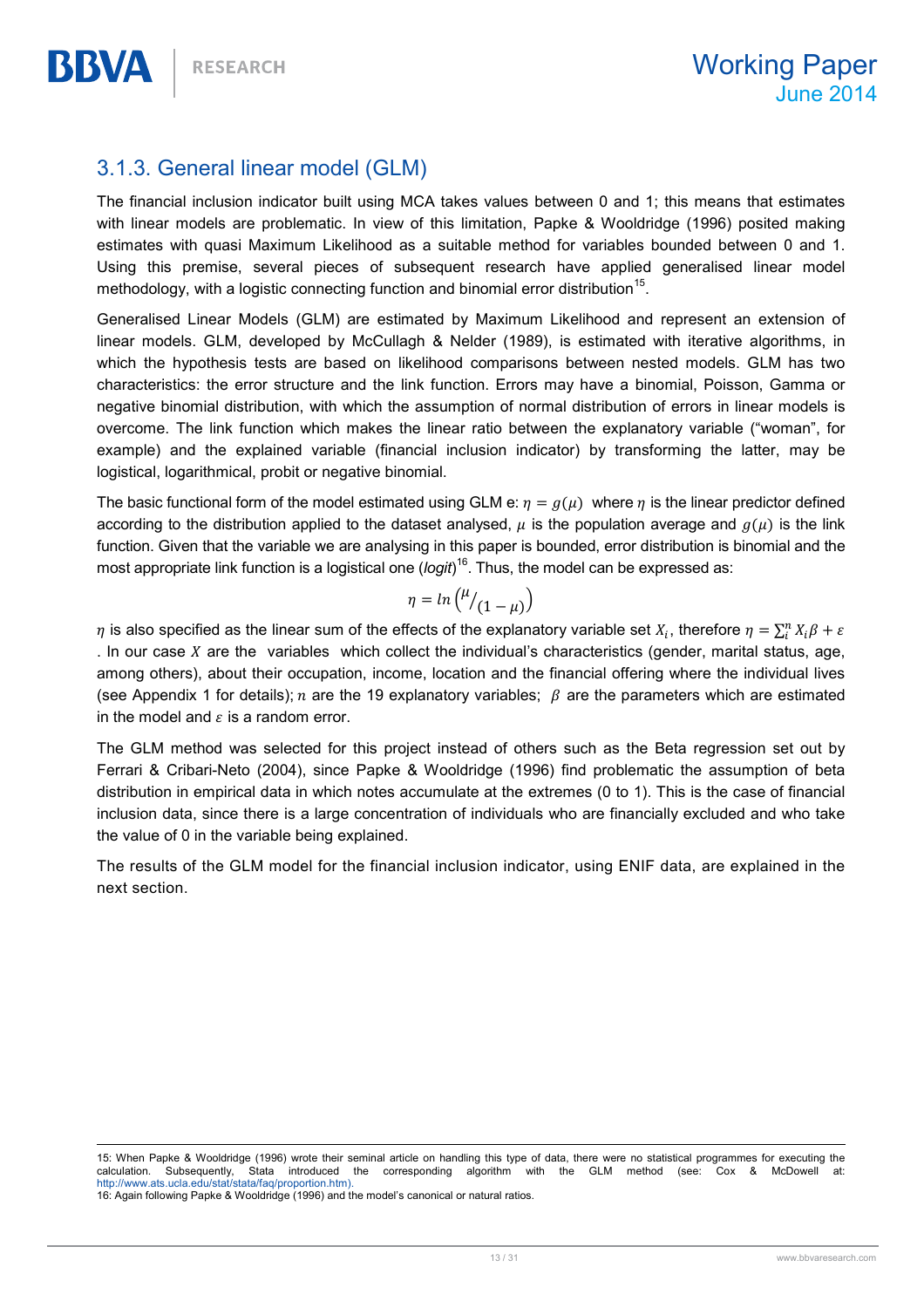### 3.1.3. General linear model (GLM)

The financial inclusion indicator built using MCA takes values between 0 and 1; this means that estimates with linear models are problematic. In view of this limitation, Papke & Wooldridge (1996) posited making estimates with quasi Maximum Likelihood as a suitable method for variables bounded between 0 and 1. Using this premise, several pieces of subsequent research have applied generalised linear model methodology, with a logistic connecting function and binomial error distribution[15].

Generalised Linear Models (GLM) are estimated by Maximum Likelihood and represent an extension of linear models. GLM, developed by McCullagh & Nelder (1989), is estimated with iterative algorithms, in which the hypothesis tests are based on likelihood comparisons between nested models. GLM has two characteristics: the error structure and the link function. Errors may have a binomial, Poisson, Gamma or negative binomial distribution, with which the assumption of normal distribution of errors in linear models is overcome. The link function which makes the linear ratio between the explanatory variable ("woman", for example) and the explained variable (financial inclusion indicator) by transforming the latter, may be logistical, logarithmical, probit or negative binomial.

The basic functional form of the model estimated using GLM e: $\eta = g(\mu)$ where $\eta$ is the linear predictor defined according to the distribution applied to the dataset analysed, $\mu$ is the population average and $g(\mu)$ is the link function. Given that the variable we are analysing in this paper is bounded, error distribution is binomial and the most appropriate link function is a logistical one (*logit*)[16]. Thus, the model can be expressed as:

$$\eta = ln\left({}^{\mu}/_{(1-\mu)}\right)$$

$\eta$ is also specified as the linear sum of the effects of the explanatory variable set $X_i$, therefore $\eta = \sum_i^n X_i\beta + \varepsilon$. In our case $X$ are the variables which collect the individual's characteristics (gender, marital status, age, among others), about their occupation, income, location and the financial offering where the individual lives (see Appendix 1 for details); $n$ are the 19 explanatory variables; $\beta$ are the parameters which are estimated in the model and $\varepsilon$ is a random error.

The GLM method was selected for this project instead of others such as the Beta regression set out by Ferrari & Cribari-Neto (2004), since Papke & Wooldridge (1996) find problematic the assumption of beta distribution in empirical data in which notes accumulate at the extremes (0 to 1). This is the case of financial inclusion data, since there is a large concentration of individuals who are financially excluded and who take the value of 0 in the variable being explained.

The results of the GLM model for the financial inclusion indicator, using ENIF data, are explained in the next section.

---

15: When Papke & Wooldridge (1996) wrote their seminal article on handling this type of data, there were no statistical programmes for executing the calculation. Subsequently, Stata introduced the corresponding algorithm with the GLM method (see: Cox & McDowell at: http://www.ats.ucla.edu/stat/stata/faq/proportion.htm).

16: Again following Papke & Wooldridge (1996) and the model's canonical or natural ratios.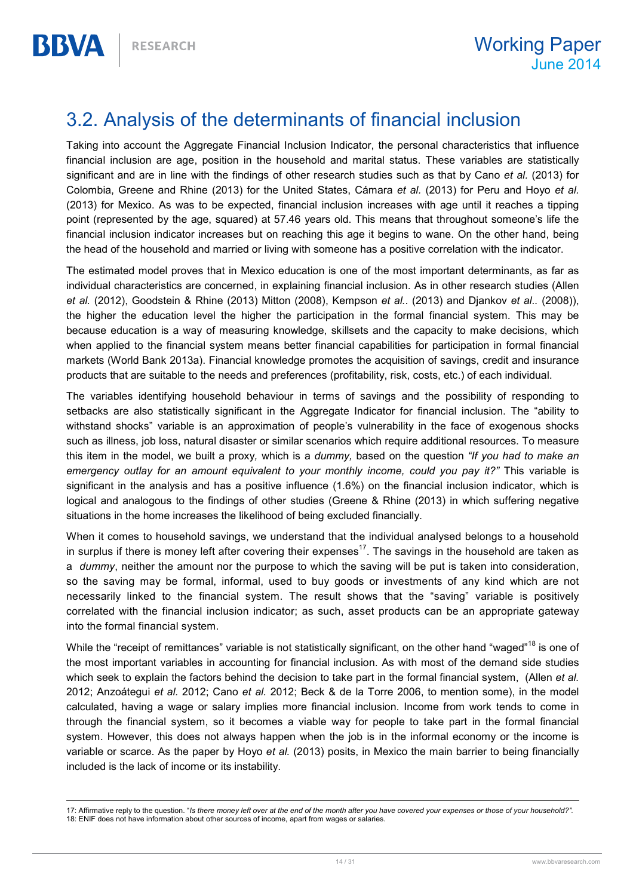## 3.2. Analysis of the determinants of financial inclusion

Taking into account the Aggregate Financial Inclusion Indicator, the personal characteristics that influence financial inclusion are age, position in the household and marital status. These variables are statistically significant and are in line with the findings of other research studies such as that by Cano *et al.* (2013) for Colombia, Greene and Rhine (2013) for the United States, Cámara *et al.* (2013) for Peru and Hoyo *et al.* (2013) for Mexico. As was to be expected, financial inclusion increases with age until it reaches a tipping point (represented by the age, squared) at 57.46 years old. This means that throughout someone's life the financial inclusion indicator increases but on reaching this age it begins to wane. On the other hand, being the head of the household and married or living with someone has a positive correlation with the indicator.

The estimated model proves that in Mexico education is one of the most important determinants, as far as individual characteristics are concerned, in explaining financial inclusion. As in other research studies (Allen *et al.* (2012), Goodstein & Rhine (2013) Mitton (2008), Kempson *et al.*. (2013) and Djankov *et al.*. (2008)), the higher the education level the higher the participation in the formal financial system. This may be because education is a way of measuring knowledge, skillsets and the capacity to make decisions, which when applied to the financial system means better financial capabilities for participation in formal financial markets (World Bank 2013a). Financial knowledge promotes the acquisition of savings, credit and insurance products that are suitable to the needs and preferences (profitability, risk, costs, etc.) of each individual.

The variables identifying household behaviour in terms of savings and the possibility of responding to setbacks are also statistically significant in the Aggregate Indicator for financial inclusion. The "ability to withstand shocks" variable is an approximation of people's vulnerability in the face of exogenous shocks such as illness, job loss, natural disaster or similar scenarios which require additional resources. To measure this item in the model, we built a proxy*,* which is a *dummy,* based on the question *"If you had to make an emergency outlay for an amount equivalent to your monthly income, could you pay it?"* This variable is significant in the analysis and has a positive influence (1.6%) on the financial inclusion indicator, which is logical and analogous to the findings of other studies (Greene & Rhine (2013) in which suffering negative situations in the home increases the likelihood of being excluded financially.

When it comes to household savings, we understand that the individual analysed belongs to a household in surplus if there is money left after covering their expenses[17]. The savings in the household are taken as a *dummy*, neither the amount nor the purpose to which the saving will be put is taken into consideration, so the saving may be formal, informal, used to buy goods or investments of any kind which are not necessarily linked to the financial system. The result shows that the "saving" variable is positively correlated with the financial inclusion indicator; as such, asset products can be an appropriate gateway into the formal financial system.

While the "receipt of remittances" variable is not statistically significant, on the other hand "waged"[18] is one of the most important variables in accounting for financial inclusion. As with most of the demand side studies which seek to explain the factors behind the decision to take part in the formal financial system, (Allen *et al.* 2012; Anzoátegui *et al.* 2012; Cano *et al.* 2012; Beck & de la Torre 2006, to mention some), in the model calculated, having a wage or salary implies more financial inclusion. Income from work tends to come in through the financial system, so it becomes a viable way for people to take part in the formal financial system. However, this does not always happen when the job is in the informal economy or the income is variable or scarce. As the paper by Hoyo *et al.* (2013) posits, in Mexico the main barrier to being financially included is the lack of income or its instability.

---

17: Affirmative reply to the question. "*Is there money left over at the end of the month after you have covered your expenses or those of your household?"*.
18: ENIF does not have information about other sources of income, apart from wages or salaries.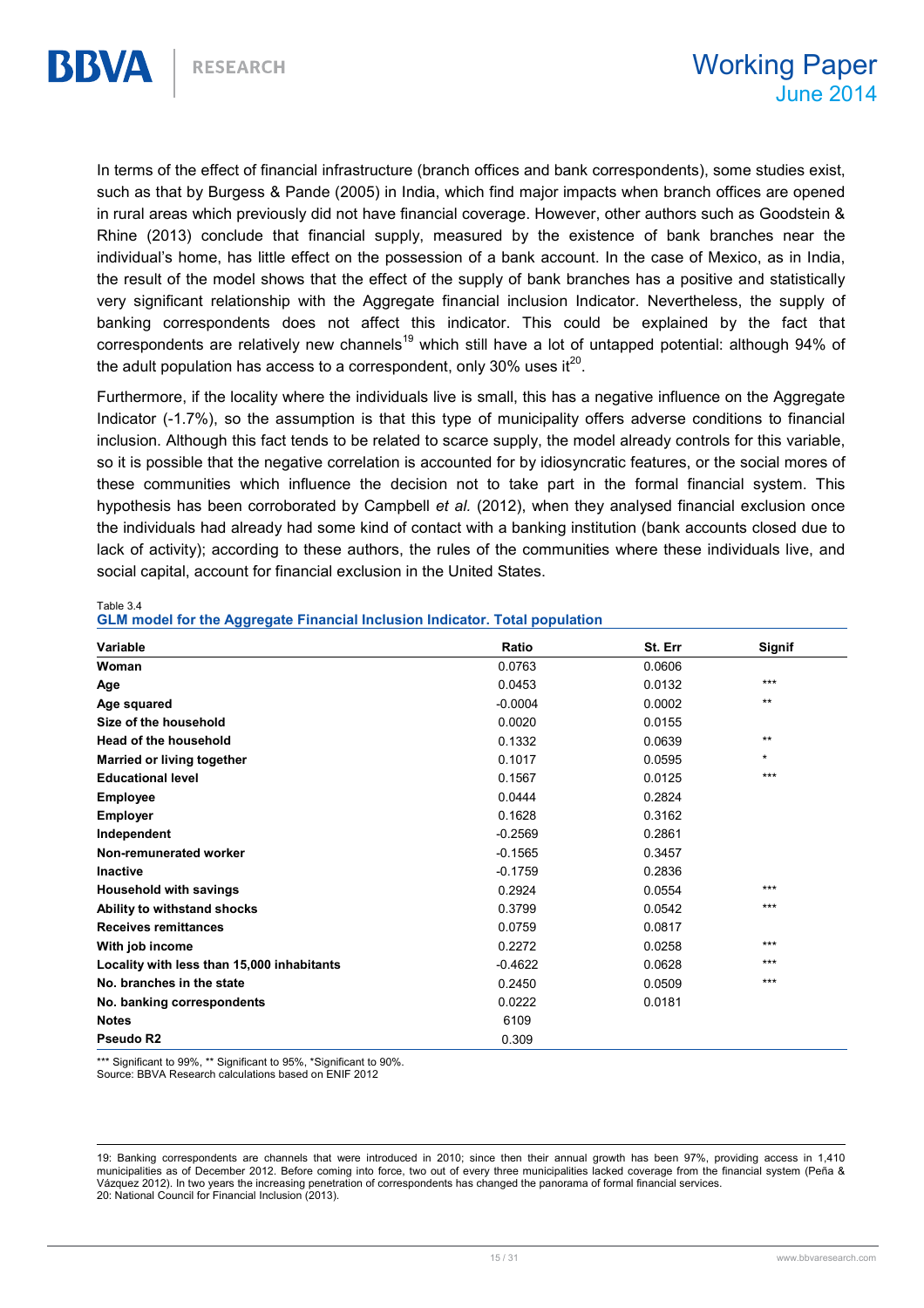In terms of the effect of financial infrastructure (branch offices and bank correspondents), some studies exist, such as that by Burgess & Pande (2005) in India, which find major impacts when branch offices are opened in rural areas which previously did not have financial coverage. However, other authors such as Goodstein & Rhine (2013) conclude that financial supply, measured by the existence of bank branches near the individual's home, has little effect on the possession of a bank account. In the case of Mexico, as in India, the result of the model shows that the effect of the supply of bank branches has a positive and statistically very significant relationship with the Aggregate financial inclusion Indicator. Nevertheless, the supply of banking correspondents does not affect this indicator. This could be explained by the fact that correspondents are relatively new channels[19] which still have a lot of untapped potential: although 94% of the adult population has access to a correspondent, only 30% uses it[20].

Furthermore, if the locality where the individuals live is small, this has a negative influence on the Aggregate Indicator (-1.7%), so the assumption is that this type of municipality offers adverse conditions to financial inclusion. Although this fact tends to be related to scarce supply, the model already controls for this variable, so it is possible that the negative correlation is accounted for by idiosyncratic features, or the social mores of these communities which influence the decision not to take part in the formal financial system. This hypothesis has been corroborated by Campbell *et al.* (2012), when they analysed financial exclusion once the individuals had already had some kind of contact with a banking institution (bank accounts closed due to lack of activity); according to these authors, the rules of the communities where these individuals live, and social capital, account for financial exclusion in the United States.

Table 3.4

**GLM model for the Aggregate Financial Inclusion Indicator. Total population**

| Variable | Ratio | St. Err | Signif |
|---|---|---|---|
| **Woman** | 0.0763 | 0.0606 | |
| **Age** | 0.0453 | 0.0132 | *** |
| **Age squared** | -0.0004 | 0.0002 | ** |
| **Size of the household** | 0.0020 | 0.0155 | |
| **Head of the household** | 0.1332 | 0.0639 | ** |
| **Married or living together** | 0.1017 | 0.0595 | * |
| **Educational level** | 0.1567 | 0.0125 | *** |
| **Employee** | 0.0444 | 0.2824 | |
| **Employer** | 0.1628 | 0.3162 | |
| **Independent** | -0.2569 | 0.2861 | |
| **Non-remunerated worker** | -0.1565 | 0.3457 | |
| **Inactive** | -0.1759 | 0.2836 | |
| **Household with savings** | 0.2924 | 0.0554 | *** |
| **Ability to withstand shocks** | 0.3799 | 0.0542 | *** |
| **Receives remittances** | 0.0759 | 0.0817 | |
| **With job income** | 0.2272 | 0.0258 | *** |
| **Locality with less than 15,000 inhabitants** | -0.4622 | 0.0628 | *** |
| **No. branches in the state** | 0.2450 | 0.0509 | *** |
| **No. banking correspondents** | 0.0222 | 0.0181 | |
| **Notes** | 6109 | | |
| **Pseudo R2** | 0.309 | | |

*** Significant to 99%, ** Significant to 95%, *Significant to 90%.
Source: BBVA Research calculations based on ENIF 2012

19: Banking correspondents are channels that were introduced in 2010; since then their annual growth has been 97%, providing access in 1,410 municipalities as of December 2012. Before coming into force, two out of every three municipalities lacked coverage from the financial system (Peña & Vázquez 2012). In two years the increasing penetration of correspondents has changed the panorama of formal financial services.

20: National Council for Financial Inclusion (2013).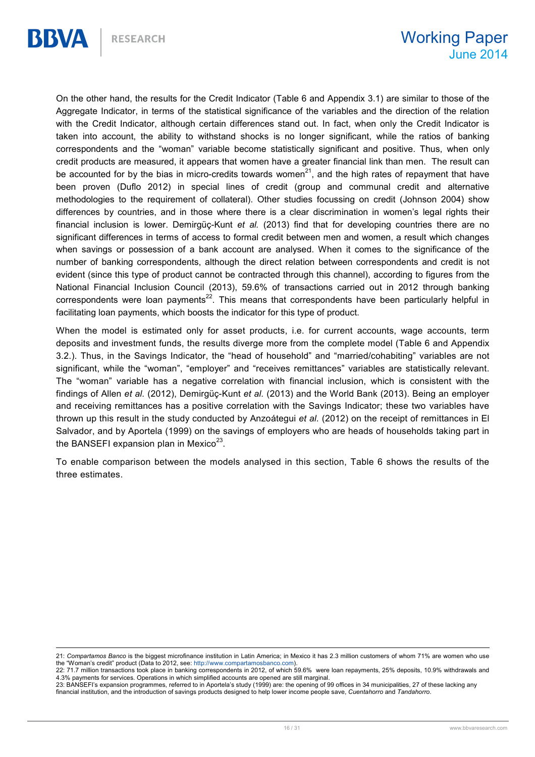On the other hand, the results for the Credit Indicator (Table 6 and Appendix 3.1) are similar to those of the Aggregate Indicator, in terms of the statistical significance of the variables and the direction of the relation with the Credit Indicator, although certain differences stand out. In fact, when only the Credit Indicator is taken into account, the ability to withstand shocks is no longer significant, while the ratios of banking correspondents and the "woman" variable become statistically significant and positive. Thus, when only credit products are measured, it appears that women have a greater financial link than men. The result can be accounted for by the bias in micro-credits towards women[21], and the high rates of repayment that have been proven (Duflo 2012) in special lines of credit (group and communal credit and alternative methodologies to the requirement of collateral). Other studies focussing on credit (Johnson 2004) show differences by countries, and in those where there is a clear discrimination in women's legal rights their financial inclusion is lower. Demirgüç-Kunt *et al.* (2013) find that for developing countries there are no significant differences in terms of access to formal credit between men and women, a result which changes when savings or possession of a bank account are analysed. When it comes to the significance of the number of banking correspondents, although the direct relation between correspondents and credit is not evident (since this type of product cannot be contracted through this channel), according to figures from the National Financial Inclusion Council (2013), 59.6% of transactions carried out in 2012 through banking correspondents were loan payments[22]. This means that correspondents have been particularly helpful in facilitating loan payments, which boosts the indicator for this type of product.

When the model is estimated only for asset products, i.e. for current accounts, wage accounts, term deposits and investment funds, the results diverge more from the complete model (Table 6 and Appendix 3.2.). Thus, in the Savings Indicator, the "head of household" and "married/cohabiting" variables are not significant, while the "woman", "employer" and "receives remittances" variables are statistically relevant. The "woman" variable has a negative correlation with financial inclusion, which is consistent with the findings of Allen *et al.* (2012), Demirgüç-Kunt *et al.* (2013) and the World Bank (2013). Being an employer and receiving remittances has a positive correlation with the Savings Indicator; these two variables have thrown up this result in the study conducted by Anzoátegui *et al.* (2012) on the receipt of remittances in El Salvador, and by Aportela (1999) on the savings of employers who are heads of households taking part in the BANSEFI expansion plan in Mexico[23].

To enable comparison between the models analysed in this section, Table 6 shows the results of the three estimates.

---

21: *Compartamos Banco* is the biggest microfinance institution in Latin America; in Mexico it has 2.3 million customers of whom 71% are women who use the "Woman's credit" product (Data to 2012, see: http://www.compartamosbanco.com).

22: 71.7 million transactions took place in banking correspondents in 2012, of which 59.6% were loan repayments, 25% deposits, 10.9% withdrawals and 4.3% payments for services. Operations in which simplified accounts are opened are still marginal.

23: BANSEFI's expansion programmes, referred to in Aportela's study (1999) are: the opening of 99 offices in 34 municipalities, 27 of these lacking any financial institution, and the introduction of savings products designed to help lower income people save, *Cuentahorro* and *Tandahorro*.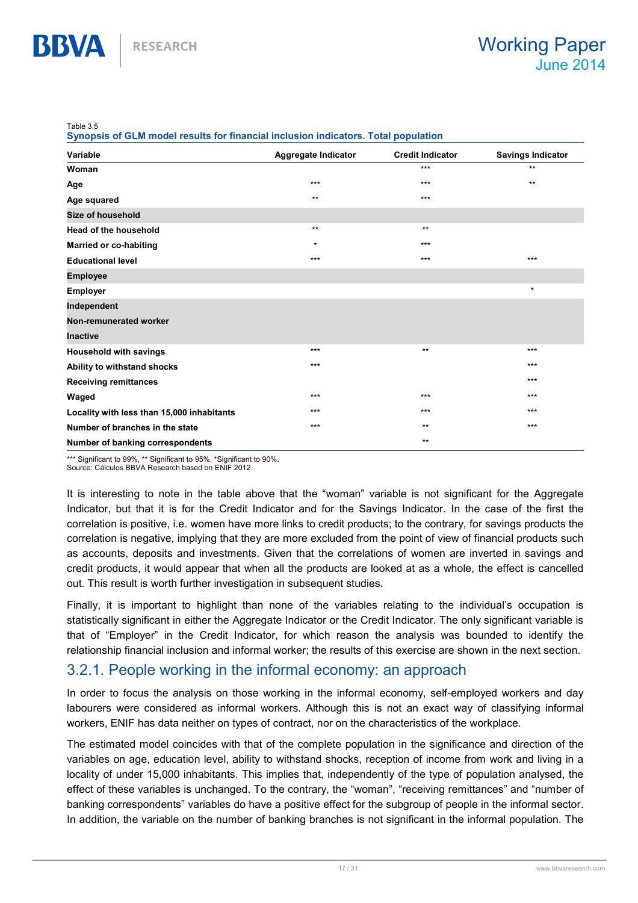Table 3.5

**Synopsis of GLM model results for financial inclusion indicators. Total population**

| Variable | Aggregate Indicator | Credit Indicator | Savings Indicator |
|---|---|---|---|
| **Woman** | | *** | ** |
| **Age** | *** | *** | ** |
| **Age squared** | ** | *** | |
| **Size of household** | | | |
| **Head of the household** | ** | ** | |
| **Married or co-habiting** | * | *** | |
| **Educational level** | *** | *** | *** |
| **Employee** | | | |
| **Employer** | | | * |
| **Independent** | | | |
| **Non-remunerated worker** | | | |
| **Inactive** | | | |
| **Household with savings** | *** | ** | *** |
| **Ability to withstand shocks** | *** | | *** |
| **Receiving remittances** | | | *** |
| **Waged** | *** | *** | *** |
| **Locality with less than 15,000 inhabitants** | *** | *** | *** |
| **Number of branches in the state** | *** | ** | *** |
| **Number of banking correspondents** | | ** | |

*** Significant to 99%, ** Significant to 95%, *Significant to 90%.
Source: Cálculos BBVA Research based on ENIF 2012

It is interesting to note in the table above that the "woman" variable is not significant for the Aggregate Indicator, but that it is for the Credit Indicator and for the Savings Indicator. In the case of the first the correlation is positive, i.e. women have more links to credit products; to the contrary, for savings products the correlation is negative, implying that they are more excluded from the point of view of financial products such as accounts, deposits and investments. Given that the correlations of women are inverted in savings and credit products, it would appear that when all the products are looked at as a whole, the effect is cancelled out. This result is worth further investigation in subsequent studies.

Finally, it is important to highlight than none of the variables relating to the individual's occupation is statistically significant in either the Aggregate Indicator or the Credit Indicator. The only significant variable is that of "Employer" in the Credit Indicator, for which reason the analysis was bounded to identify the relationship financial inclusion and informal worker; the results of this exercise are shown in the next section.

### 3.2.1. People working in the informal economy: an approach

In order to focus the analysis on those working in the informal economy, self-employed workers and day labourers were considered as informal workers. Although this is not an exact way of classifying informal workers, ENIF has data neither on types of contract, nor on the characteristics of the workplace.

The estimated model coincides with that of the complete population in the significance and direction of the variables on age, education level, ability to withstand shocks, reception of income from work and living in a locality of under 15,000 inhabitants. This implies that, independently of the type of population analysed, the effect of these variables is unchanged. To the contrary, the "woman", "receiving remittances" and "number of banking correspondents" variables do have a positive effect for the subgroup of people in the informal sector. In addition, the variable on the number of banking branches is not significant in the informal population. The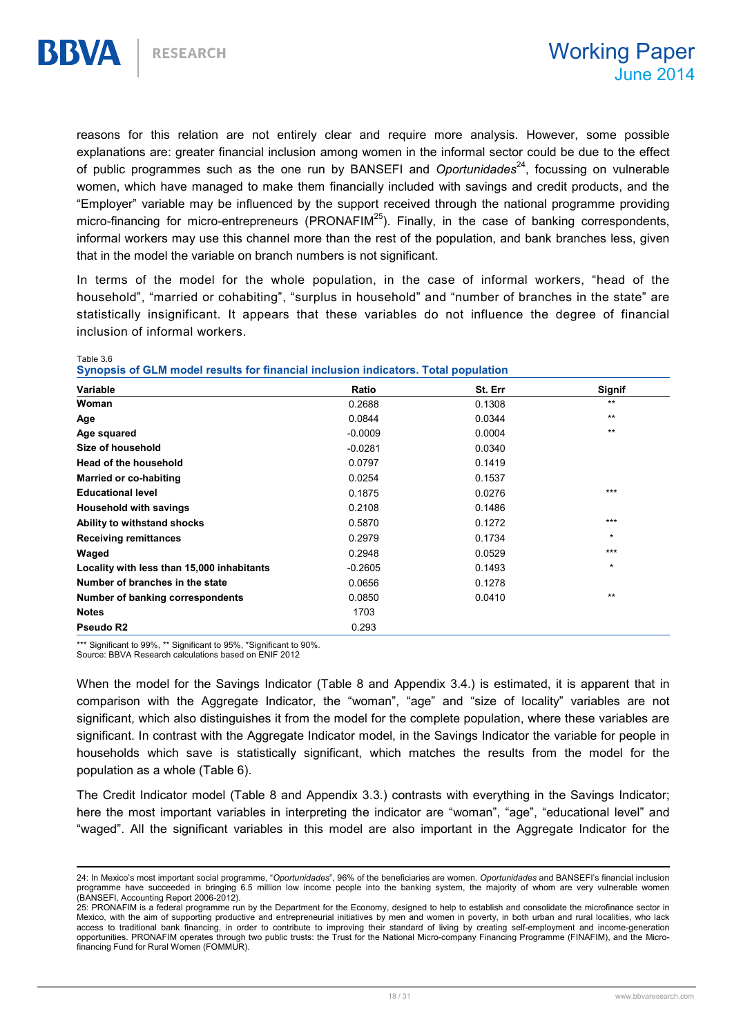reasons for this relation are not entirely clear and require more analysis. However, some possible explanations are: greater financial inclusion among women in the informal sector could be due to the effect of public programmes such as the one run by BANSEFI and *Oportunidades*[24], focussing on vulnerable women, which have managed to make them financially included with savings and credit products, and the "Employer" variable may be influenced by the support received through the national programme providing micro-financing for micro-entrepreneurs (PRONAFIM[25]). Finally, in the case of banking correspondents, informal workers may use this channel more than the rest of the population, and bank branches less, given that in the model the variable on branch numbers is not significant.

In terms of the model for the whole population, in the case of informal workers, "head of the household", "married or cohabiting", "surplus in household" and "number of branches in the state" are statistically insignificant. It appears that these variables do not influence the degree of financial inclusion of informal workers.

Table 3.6

**Synopsis of GLM model results for financial inclusion indicators. Total population**

| Variable | Ratio | St. Err | Signif |
|---|---|---|---|
| **Woman** | 0.2688 | 0.1308 | ** |
| **Age** | 0.0844 | 0.0344 | ** |
| **Age squared** | -0.0009 | 0.0004 | ** |
| **Size of household** | -0.0281 | 0.0340 | |
| **Head of the household** | 0.0797 | 0.1419 | |
| **Married or co-habiting** | 0.0254 | 0.1537 | |
| **Educational level** | 0.1875 | 0.0276 | *** |
| **Household with savings** | 0.2108 | 0.1486 | |
| **Ability to withstand shocks** | 0.5870 | 0.1272 | *** |
| **Receiving remittances** | 0.2979 | 0.1734 | * |
| **Waged** | 0.2948 | 0.0529 | *** |
| **Locality with less than 15,000 inhabitants** | -0.2605 | 0.1493 | * |
| **Number of branches in the state** | 0.0656 | 0.1278 | |
| **Number of banking correspondents** | 0.0850 | 0.0410 | ** |
| **Notes** | 1703 | | |
| **Pseudo R2** | 0.293 | | |

*** Significant to 99%, ** Significant to 95%, *Significant to 90%.
Source: BBVA Research calculations based on ENIF 2012

When the model for the Savings Indicator (Table 8 and Appendix 3.4.) is estimated, it is apparent that in comparison with the Aggregate Indicator, the "woman", "age" and "size of locality" variables are not significant, which also distinguishes it from the model for the complete population, where these variables are significant. In contrast with the Aggregate Indicator model, in the Savings Indicator the variable for people in households which save is statistically significant, which matches the results from the model for the population as a whole (Table 6).

The Credit Indicator model (Table 8 and Appendix 3.3.) contrasts with everything in the Savings Indicator; here the most important variables in interpreting the indicator are "woman", "age", "educational level" and "waged". All the significant variables in this model are also important in the Aggregate Indicator for the

---

24: In Mexico's most important social programme, "*Oportunidades*", 96% of the beneficiaries are women. *Oportunidades* and BANSEFI's financial inclusion programme have succeeded in bringing 6.5 million low income people into the banking system, the majority of whom are very vulnerable women (BANSEFI, Accounting Report 2006-2012).

25: PRONAFIM is a federal programme run by the Department for the Economy, designed to help to establish and consolidate the microfinance sector in Mexico, with the aim of supporting productive and entrepreneurial initiatives by men and women in poverty, in both urban and rural localities, who lack access to traditional bank financing, in order to contribute to improving their standard of living by creating self-employment and income-generation opportunities. PRONAFIM operates through two public trusts: the Trust for the National Micro-company Financing Programme (FINAFIM), and the Micro-financing Fund for Rural Women (FOMMUR).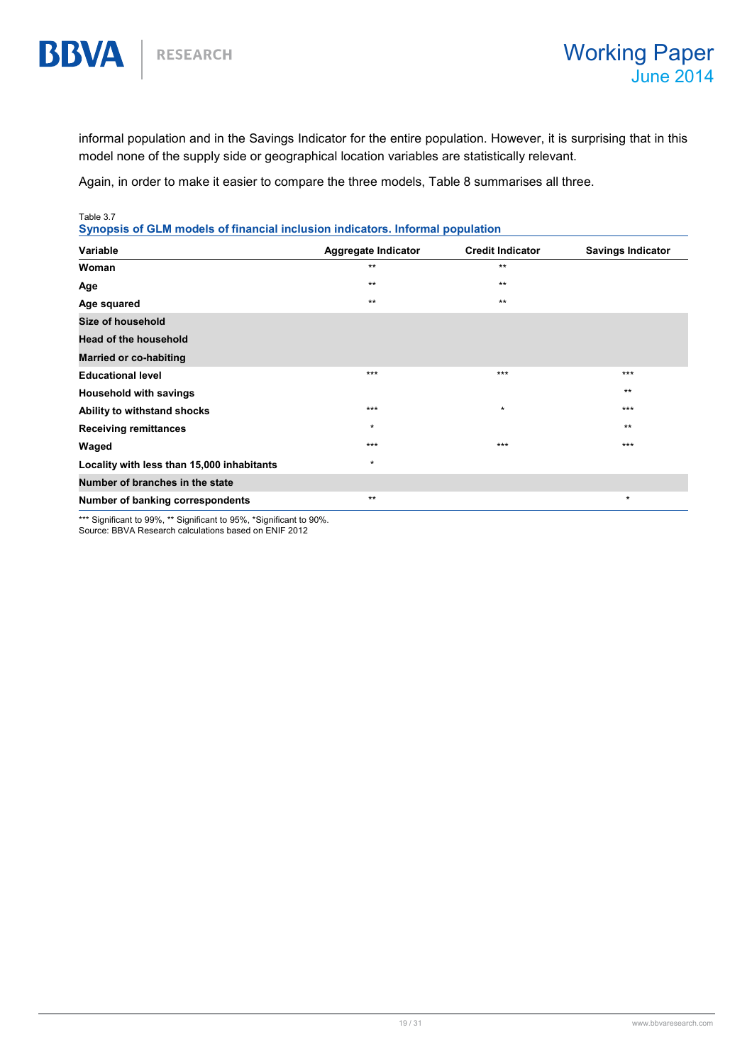informal population and in the Savings Indicator for the entire population. However, it is surprising that in this model none of the supply side or geographical location variables are statistically relevant.

Again, in order to make it easier to compare the three models, Table 8 summarises all three.

Table 3.7

**Synopsis of GLM models of financial inclusion indicators. Informal population**

| Variable | Aggregate Indicator | Credit Indicator | Savings Indicator |
|---|---|---|---|
| **Woman** | ** | ** | |
| **Age** | ** | ** | |
| **Age squared** | ** | ** | |
| **Size of household** | | | |
| **Head of the household** | | | |
| **Married or co-habiting** | | | |
| **Educational level** | *** | *** | *** |
| **Household with savings** | | | ** |
| **Ability to withstand shocks** | *** | * | *** |
| **Receiving remittances** | * | | ** |
| **Waged** | *** | *** | *** |
| **Locality with less than 15,000 inhabitants** | * | | |
| **Number of branches in the state** | | | |
| **Number of banking correspondents** | ** | | * |

*** Significant to 99%, ** Significant to 95%, *Significant to 90%.
Source: BBVA Research calculations based on ENIF 2012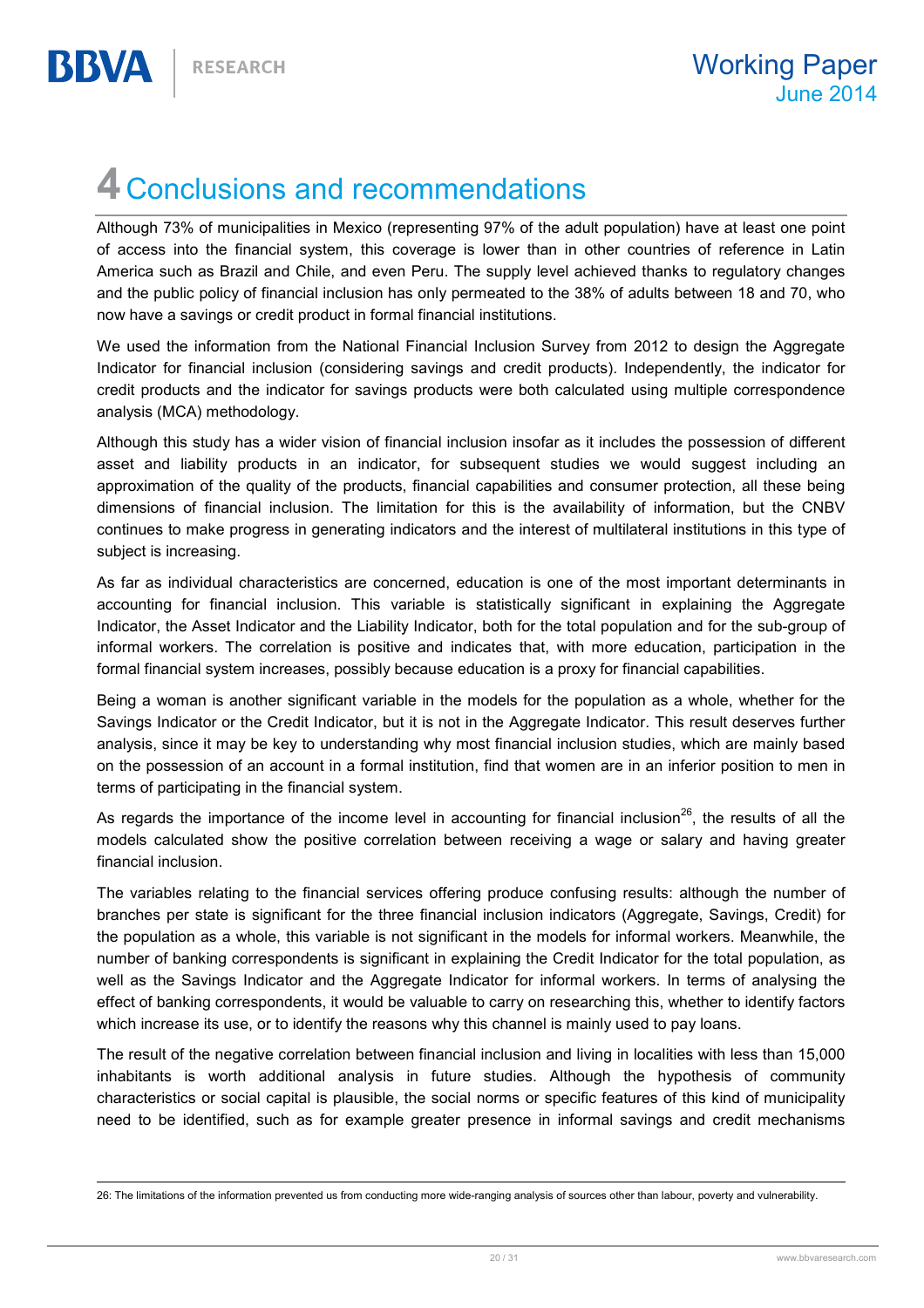# 4 Conclusions and recommendations

Although 73% of municipalities in Mexico (representing 97% of the adult population) have at least one point of access into the financial system, this coverage is lower than in other countries of reference in Latin America such as Brazil and Chile, and even Peru. The supply level achieved thanks to regulatory changes and the public policy of financial inclusion has only permeated to the 38% of adults between 18 and 70, who now have a savings or credit product in formal financial institutions.

We used the information from the National Financial Inclusion Survey from 2012 to design the Aggregate Indicator for financial inclusion (considering savings and credit products). Independently, the indicator for credit products and the indicator for savings products were both calculated using multiple correspondence analysis (MCA) methodology.

Although this study has a wider vision of financial inclusion insofar as it includes the possession of different asset and liability products in an indicator, for subsequent studies we would suggest including an approximation of the quality of the products, financial capabilities and consumer protection, all these being dimensions of financial inclusion. The limitation for this is the availability of information, but the CNBV continues to make progress in generating indicators and the interest of multilateral institutions in this type of subject is increasing.

As far as individual characteristics are concerned, education is one of the most important determinants in accounting for financial inclusion. This variable is statistically significant in explaining the Aggregate Indicator, the Asset Indicator and the Liability Indicator, both for the total population and for the sub-group of informal workers. The correlation is positive and indicates that, with more education, participation in the formal financial system increases, possibly because education is a proxy for financial capabilities.

Being a woman is another significant variable in the models for the population as a whole, whether for the Savings Indicator or the Credit Indicator, but it is not in the Aggregate Indicator. This result deserves further analysis, since it may be key to understanding why most financial inclusion studies, which are mainly based on the possession of an account in a formal institution, find that women are in an inferior position to men in terms of participating in the financial system.

As regards the importance of the income level in accounting for financial inclusion[26], the results of all the models calculated show the positive correlation between receiving a wage or salary and having greater financial inclusion.

The variables relating to the financial services offering produce confusing results: although the number of branches per state is significant for the three financial inclusion indicators (Aggregate, Savings, Credit) for the population as a whole, this variable is not significant in the models for informal workers. Meanwhile, the number of banking correspondents is significant in explaining the Credit Indicator for the total population, as well as the Savings Indicator and the Aggregate Indicator for informal workers. In terms of analysing the effect of banking correspondents, it would be valuable to carry on researching this, whether to identify factors which increase its use, or to identify the reasons why this channel is mainly used to pay loans.

The result of the negative correlation between financial inclusion and living in localities with less than 15,000 inhabitants is worth additional analysis in future studies. Although the hypothesis of community characteristics or social capital is plausible, the social norms or specific features of this kind of municipality need to be identified, such as for example greater presence in informal savings and credit mechanisms

26: The limitations of the information prevented us from conducting more wide-ranging analysis of sources other than labour, poverty and vulnerability.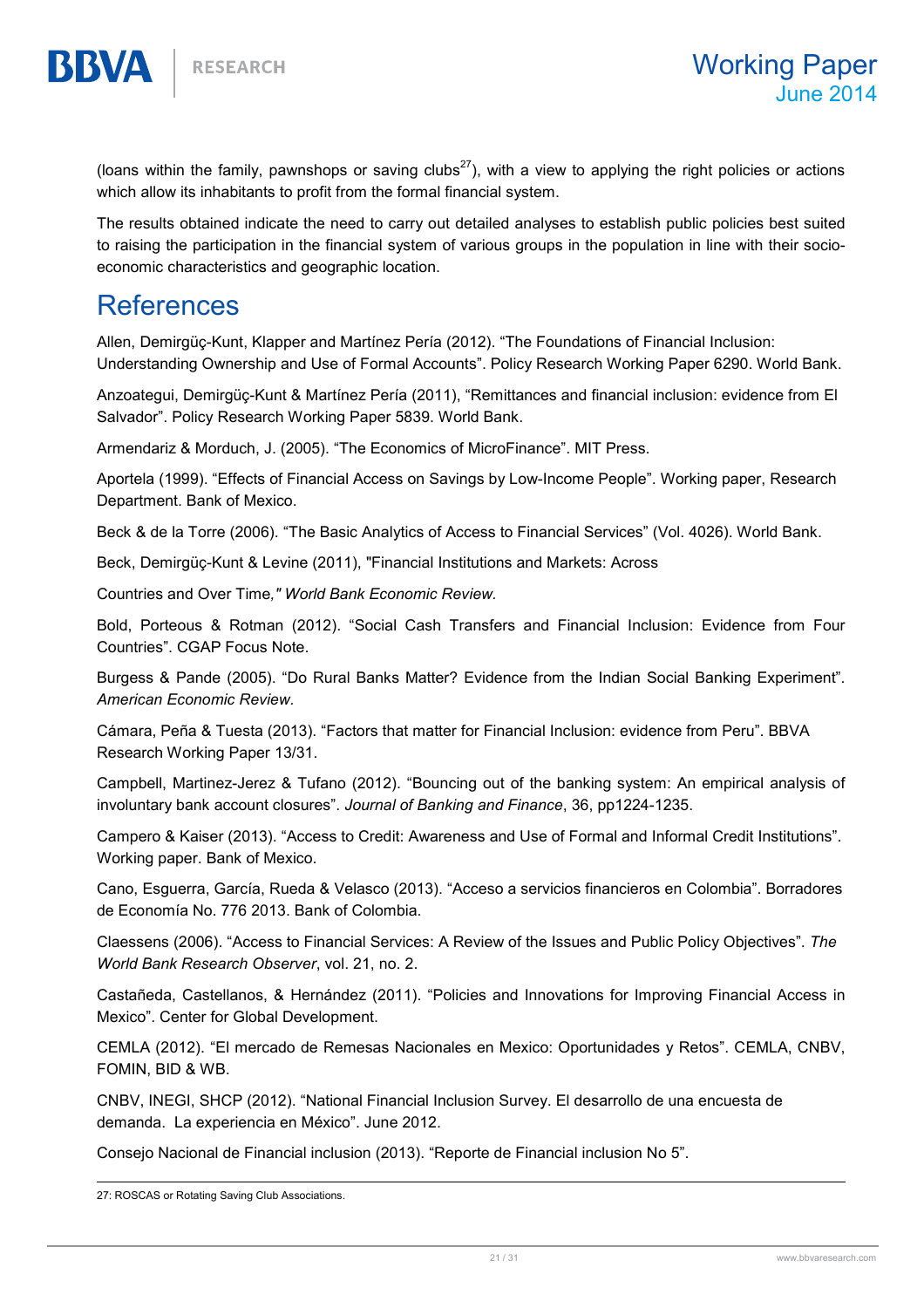(loans within the family, pawnshops or saving clubs[27]), with a view to applying the right policies or actions which allow its inhabitants to profit from the formal financial system.

The results obtained indicate the need to carry out detailed analyses to establish public policies best suited to raising the participation in the financial system of various groups in the population in line with their socio-economic characteristics and geographic location.

# References

Allen, Demirgüç-Kunt, Klapper and Martínez Pería (2012). "The Foundations of Financial Inclusion: Understanding Ownership and Use of Formal Accounts". Policy Research Working Paper 6290. World Bank.

Anzoategui, Demirgüç-Kunt & Martínez Pería (2011), "Remittances and financial inclusion: evidence from El Salvador". Policy Research Working Paper 5839. World Bank.

Armendariz & Morduch, J. (2005). "The Economics of MicroFinance". MIT Press.

Aportela (1999). "Effects of Financial Access on Savings by Low-Income People". Working paper, Research Department. Bank of Mexico.

Beck & de la Torre (2006). "The Basic Analytics of Access to Financial Services" (Vol. 4026). World Bank.

Beck, Demirgüç-Kunt & Levine (2011), "Financial Institutions and Markets: Across

Countries and Over Time," *World Bank Economic Review.*

Bold, Porteous & Rotman (2012). "Social Cash Transfers and Financial Inclusion: Evidence from Four Countries". CGAP Focus Note.

Burgess & Pande (2005). "Do Rural Banks Matter? Evidence from the Indian Social Banking Experiment". *American Economic Review.*

Cámara, Peña & Tuesta (2013). "Factors that matter for Financial Inclusion: evidence from Peru". BBVA Research Working Paper 13/31.

Campbell, Martinez-Jerez & Tufano (2012). "Bouncing out of the banking system: An empirical analysis of involuntary bank account closures". *Journal of Banking and Finance*, 36, pp1224-1235.

Campero & Kaiser (2013). "Access to Credit: Awareness and Use of Formal and Informal Credit Institutions". Working paper. Bank of Mexico.

Cano, Esguerra, García, Rueda & Velasco (2013). "Acceso a servicios financieros en Colombia". Borradores de Economía No. 776 2013. Bank of Colombia.

Claessens (2006). "Access to Financial Services: A Review of the Issues and Public Policy Objectives". *The World Bank Research Observer*, vol. 21, no. 2.

Castañeda, Castellanos, & Hernández (2011). "Policies and Innovations for Improving Financial Access in Mexico". Center for Global Development.

CEMLA (2012). "El mercado de Remesas Nacionales en Mexico: Oportunidades y Retos". CEMLA, CNBV, FOMIN, BID & WB.

CNBV, INEGI, SHCP (2012). "National Financial Inclusion Survey. El desarrollo de una encuesta de demanda. La experiencia en México". June 2012.

Consejo Nacional de Financial inclusion (2013). "Reporte de Financial inclusion No 5".

27: ROSCAS or Rotating Saving Club Associations.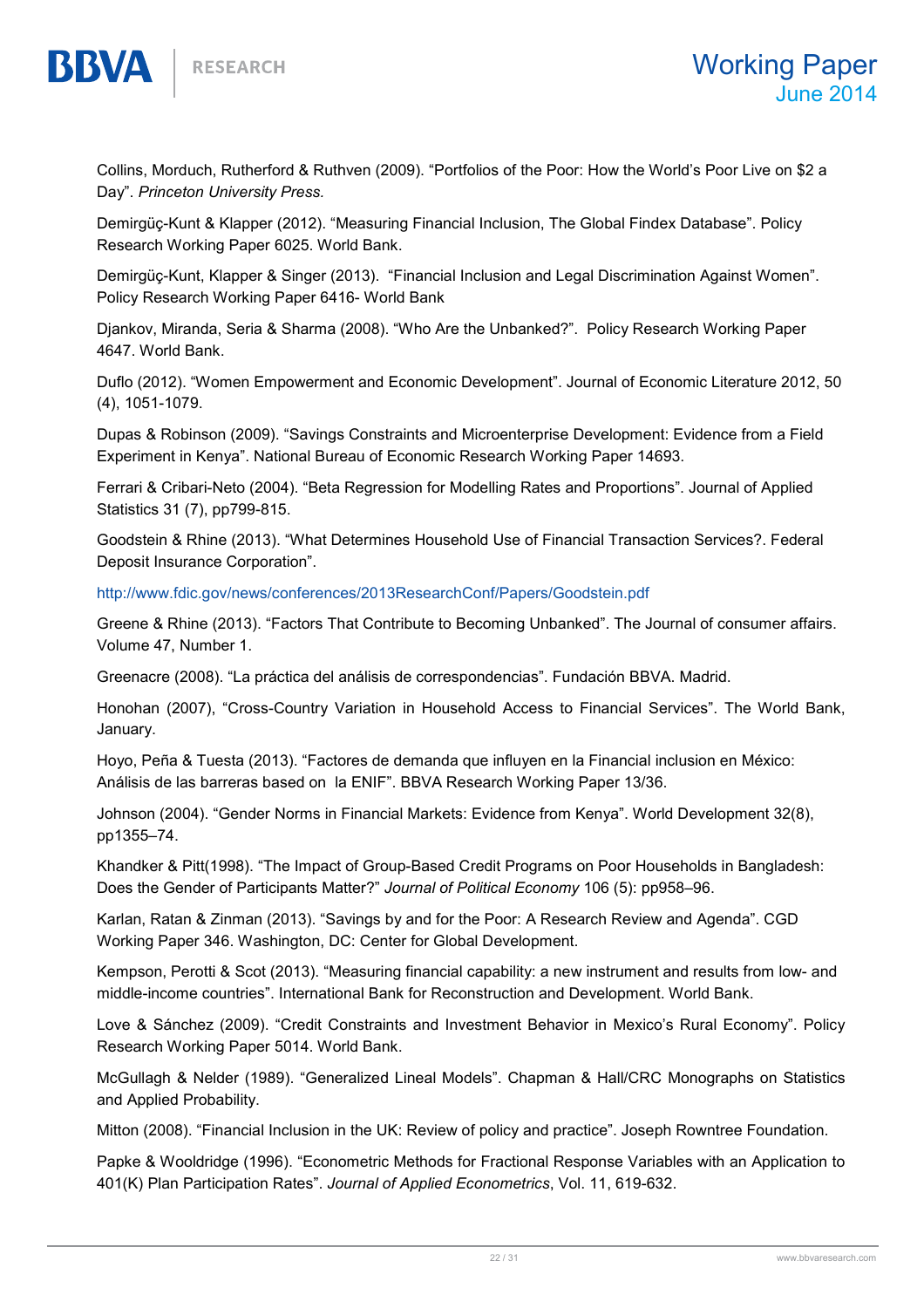Collins, Morduch, Rutherford & Ruthven (2009). “Portfolios of the Poor: How the World’s Poor Live on $2 a Day”. *Princeton University Press.*

Demirgüç-Kunt & Klapper (2012). “Measuring Financial Inclusion, The Global Findex Database”. Policy Research Working Paper 6025. World Bank.

Demirgüç-Kunt, Klapper & Singer (2013). “Financial Inclusion and Legal Discrimination Against Women”. Policy Research Working Paper 6416- World Bank

Djankov, Miranda, Seria & Sharma (2008). “Who Are the Unbanked?”. Policy Research Working Paper 4647. World Bank.

Duflo (2012). “Women Empowerment and Economic Development”. Journal of Economic Literature 2012, 50 (4), 1051-1079.

Dupas & Robinson (2009). “Savings Constraints and Microenterprise Development: Evidence from a Field Experiment in Kenya”. National Bureau of Economic Research Working Paper 14693.

Ferrari & Cribari-Neto (2004). “Beta Regression for Modelling Rates and Proportions”. Journal of Applied Statistics 31 (7), pp799-815.

Goodstein & Rhine (2013). “What Determines Household Use of Financial Transaction Services?. Federal Deposit Insurance Corporation”.

http://www.fdic.gov/news/conferences/2013ResearchConf/Papers/Goodstein.pdf

Greene & Rhine (2013). “Factors That Contribute to Becoming Unbanked”. The Journal of consumer affairs. Volume 47, Number 1.

Greenacre (2008). “La práctica del análisis de correspondencias”. Fundación BBVA. Madrid.

Honohan (2007), “Cross-Country Variation in Household Access to Financial Services”. The World Bank, January.

Hoyo, Peña & Tuesta (2013). “Factores de demanda que influyen en la Financial inclusion en México: Análisis de las barreras based on la ENIF”. BBVA Research Working Paper 13/36.

Johnson (2004). “Gender Norms in Financial Markets: Evidence from Kenya”. World Development 32(8), pp1355–74.

Khandker & Pitt(1998). “The Impact of Group-Based Credit Programs on Poor Households in Bangladesh: Does the Gender of Participants Matter?” *Journal of Political Economy* 106 (5): pp958–96.

Karlan, Ratan & Zinman (2013). “Savings by and for the Poor: A Research Review and Agenda”. CGD Working Paper 346. Washington, DC: Center for Global Development.

Kempson, Perotti & Scot (2013). “Measuring financial capability: a new instrument and results from low- and middle-income countries”. International Bank for Reconstruction and Development. World Bank.

Love & Sánchez (2009). “Credit Constraints and Investment Behavior in Mexico’s Rural Economy”. Policy Research Working Paper 5014. World Bank.

McGullagh & Nelder (1989). “Generalized Lineal Models”. Chapman & Hall/CRC Monographs on Statistics and Applied Probability.

Mitton (2008). “Financial Inclusion in the UK: Review of policy and practice”. Joseph Rowntree Foundation.

Papke & Wooldridge (1996). “Econometric Methods for Fractional Response Variables with an Application to 401(K) Plan Participation Rates”. *Journal of Applied Econometrics*, Vol. 11, 619-632.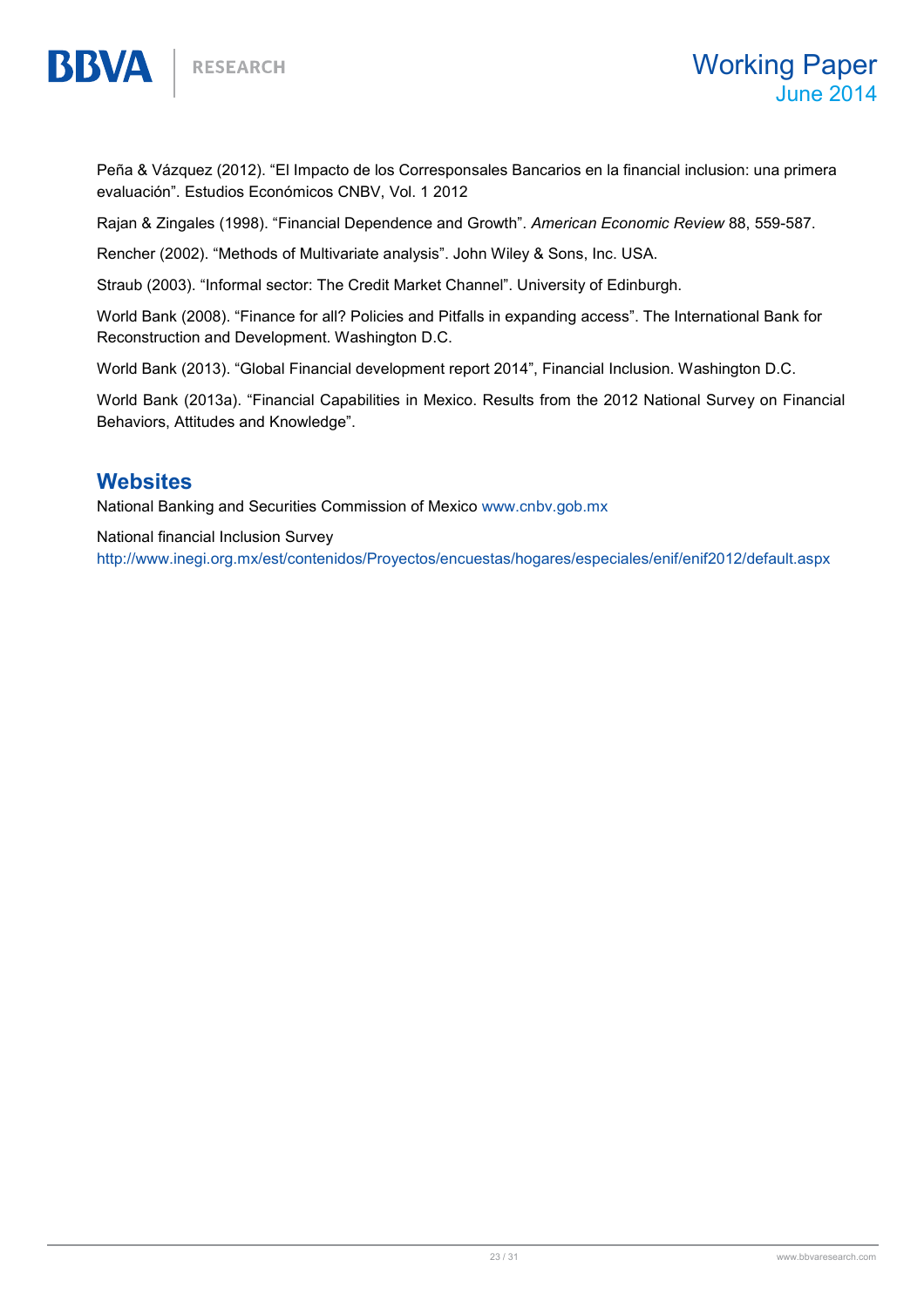Peña & Vázquez (2012). “El Impacto de los Corresponsales Bancarios en la financial inclusion: una primera evaluación”. Estudios Económicos CNBV, Vol. 1 2012

Rajan & Zingales (1998). “Financial Dependence and Growth”. *American Economic Review* 88, 559-587.

Rencher (2002). “Methods of Multivariate analysis”. John Wiley & Sons, Inc. USA.

Straub (2003). “Informal sector: The Credit Market Channel”. University of Edinburgh.

World Bank (2008). “Finance for all? Policies and Pitfalls in expanding access”. The International Bank for Reconstruction and Development. Washington D.C.

World Bank (2013). “Global Financial development report 2014”, Financial Inclusion. Washington D.C.

World Bank (2013a). “Financial Capabilities in Mexico. Results from the 2012 National Survey on Financial Behaviors, Attitudes and Knowledge”.

## Websites

National Banking and Securities Commission of Mexico www.cnbv.gob.mx

National financial Inclusion Survey
http://www.inegi.org.mx/est/contenidos/Proyectos/encuestas/hogares/especiales/enif/enif2012/default.aspx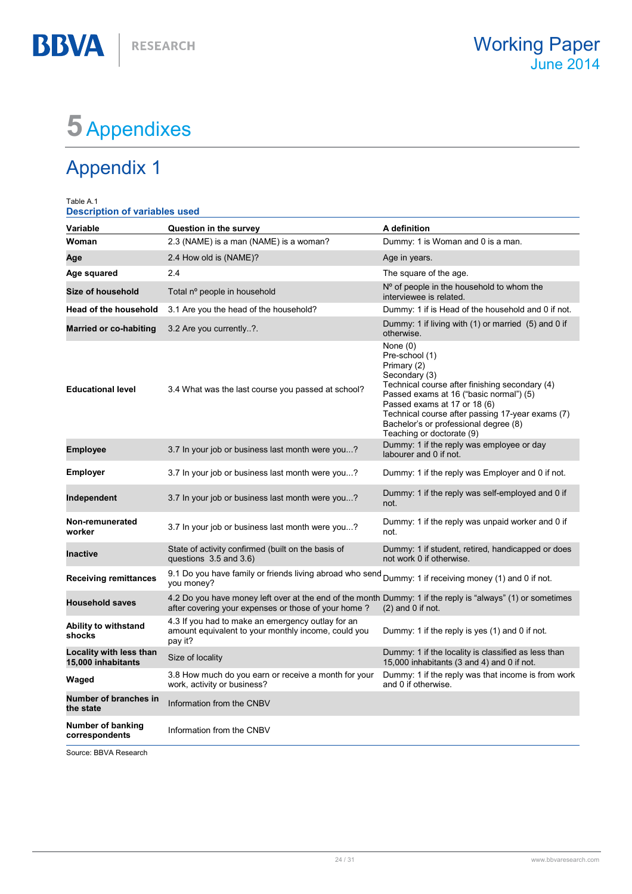# 5 Appendixes

## Appendix 1

Table A.1
**Description of variables used**

| Variable | Question in the survey | A definition |
|---|---|---|
| **Woman** | 2.3 (NAME) is a man (NAME) is a woman? | Dummy: 1 is Woman and 0 is a man. |
| **Age** | 2.4 How old is (NAME)? | Age in years. |
| **Age squared** | 2.4 | The square of the age. |
| **Size of household** | Total nº people in household | Nº of people in the household to whom the interviewee is related. |
| **Head of the household** | 3.1 Are you the head of the household? | Dummy: 1 if is Head of the household and 0 if not. |
| **Married or co-habiting** | 3.2 Are you currently..?. | Dummy: 1 if living with (1) or married (5) and 0 if otherwise. |
| **Educational level** | 3.4 What was the last course you passed at school? | None (0)<br>Pre-school (1)<br>Primary (2)<br>Secondary (3)<br>Technical course after finishing secondary (4)<br>Passed exams at 16 ("basic normal") (5)<br>Passed exams at 17 or 18 (6)<br>Technical course after passing 17-year exams (7)<br>Bachelor's or professional degree (8)<br>Teaching or doctorate (9) |
| **Employee** | 3.7 In your job or business last month were you...? | Dummy: 1 if the reply was employee or day labourer and 0 if not. |
| **Employer** | 3.7 In your job or business last month were you...? | Dummy: 1 if the reply was Employer and 0 if not. |
| **Independent** | 3.7 In your job or business last month were you...? | Dummy: 1 if the reply was self-employed and 0 if not. |
| **Non-remunerated worker** | 3.7 In your job or business last month were you...? | Dummy: 1 if the reply was unpaid worker and 0 if not. |
| **Inactive** | State of activity confirmed (built on the basis of questions 3.5 and 3.6) | Dummy: 1 if student, retired, handicapped or does not work 0 if otherwise. |
| **Receiving remittances** | 9.1 Do you have family or friends living abroad who send you money? | Dummy: 1 if receiving money (1) and 0 if not. |
| **Household saves** | 4.2 Do you have money left over at the end of the month after covering your expenses or those of your home ? | Dummy: 1 if the reply is "always" (1) or sometimes (2) and 0 if not. |
| **Ability to withstand shocks** | 4.3 If you had to make an emergency outlay for an amount equivalent to your monthly income, could you pay it? | Dummy: 1 if the reply is yes (1) and 0 if not. |
| **Locality with less than 15,000 inhabitants** | Size of locality | Dummy: 1 if the locality is classified as less than 15,000 inhabitants (3 and 4) and 0 if not. |
| **Waged** | 3.8 How much do you earn or receive a month for your work, activity or business? | Dummy: 1 if the reply was that income is from work and 0 if otherwise. |
| **Number of branches in the state** | Information from the CNBV | |
| **Number of banking correspondents** | Information from the CNBV | |

Source: BBVA Research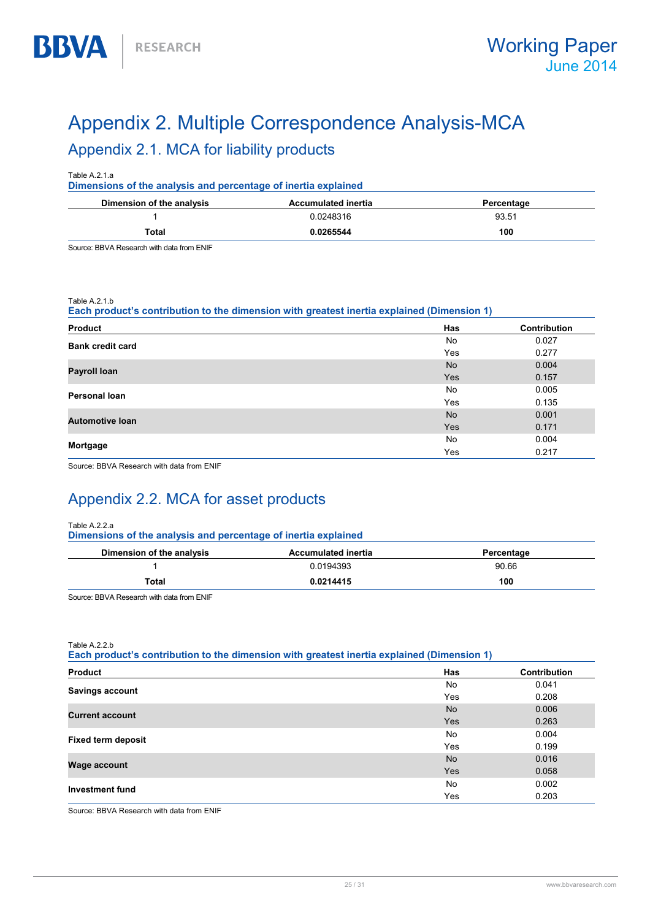# Appendix 2. Multiple Correspondence Analysis-MCA

## Appendix 2.1. MCA for liability products

Table A.2.1.a

**Dimensions of the analysis and percentage of inertia explained**

| Dimension of the analysis | Accumulated inertia | Percentage |
|---|---|---|
| 1 | 0.0248316 | 93.51 |
| **Total** | **0.0265544** | **100** |

Source: BBVA Research with data from ENIF

Table A.2.1.b

**Each product's contribution to the dimension with greatest inertia explained (Dimension 1)**

| Product | Has | Contribution |
|---|---|---|
| **Bank credit card** | No | 0.027 |
| | Yes | 0.277 |
| **Payroll loan** | No | 0.004 |
| | Yes | 0.157 |
| **Personal loan** | No | 0.005 |
| | Yes | 0.135 |
| **Automotive loan** | No | 0.001 |
| | Yes | 0.171 |
| **Mortgage** | No | 0.004 |
| | Yes | 0.217 |

Source: BBVA Research with data from ENIF

## Appendix 2.2. MCA for asset products

Table A.2.2.a

**Dimensions of the analysis and percentage of inertia explained**

| Dimension of the analysis | Accumulated inertia | Percentage |
|---|---|---|
| 1 | 0.0194393 | 90.66 |
| **Total** | **0.0214415** | **100** |

Source: BBVA Research with data from ENIF

Table A.2.2.b

**Each product's contribution to the dimension with greatest inertia explained (Dimension 1)**

| Product | Has | Contribution |
|---|---|---|
| **Savings account** | No | 0.041 |
| | Yes | 0.208 |
| **Current account** | No | 0.006 |
| | Yes | 0.263 |
| **Fixed term deposit** | No | 0.004 |
| | Yes | 0.199 |
| **Wage account** | No | 0.016 |
| | Yes | 0.058 |
| **Investment fund** | No | 0.002 |
| | Yes | 0.203 |

Source: BBVA Research with data from ENIF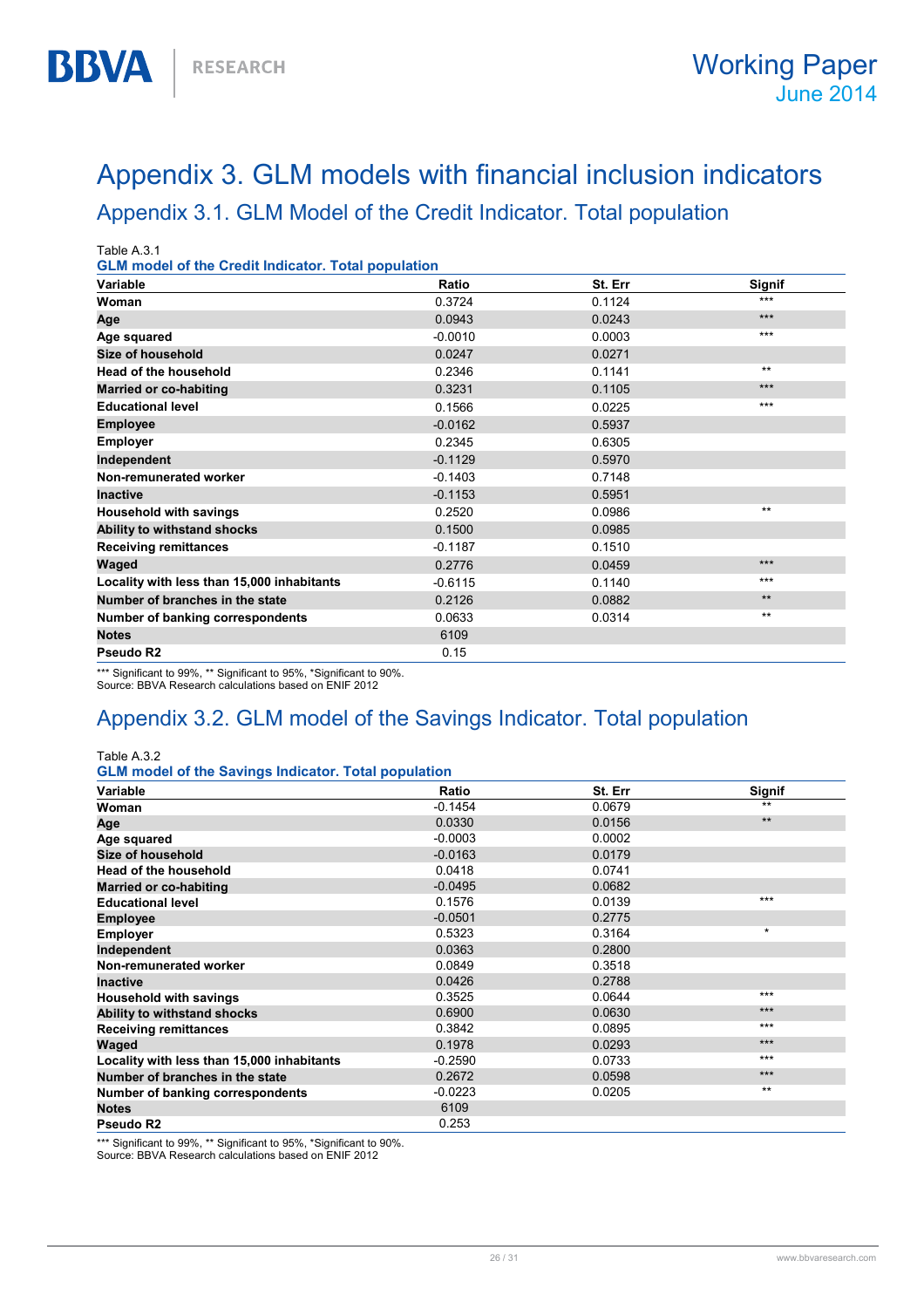# Appendix 3. GLM models with financial inclusion indicators

## Appendix 3.1. GLM Model of the Credit Indicator. Total population

Table A.3.1

**GLM model of the Credit Indicator. Total population**

| Variable | Ratio | St. Err | Signif |
|---|---|---|---|
| **Woman** | 0.3724 | 0.1124 | *** |
| **Age** | 0.0943 | 0.0243 | *** |
| **Age squared** | -0.0010 | 0.0003 | *** |
| **Size of household** | 0.0247 | 0.0271 | |
| **Head of the household** | 0.2346 | 0.1141 | ** |
| **Married or co-habiting** | 0.3231 | 0.1105 | *** |
| **Educational level** | 0.1566 | 0.0225 | *** |
| **Employee** | -0.0162 | 0.5937 | |
| **Employer** | 0.2345 | 0.6305 | |
| **Independent** | -0.1129 | 0.5970 | |
| **Non-remunerated worker** | -0.1403 | 0.7148 | |
| **Inactive** | -0.1153 | 0.5951 | |
| **Household with savings** | 0.2520 | 0.0986 | ** |
| **Ability to withstand shocks** | 0.1500 | 0.0985 | |
| **Receiving remittances** | -0.1187 | 0.1510 | |
| **Waged** | 0.2776 | 0.0459 | *** |
| **Locality with less than 15,000 inhabitants** | -0.6115 | 0.1140 | *** |
| **Number of branches in the state** | 0.2126 | 0.0882 | ** |
| **Number of banking correspondents** | 0.0633 | 0.0314 | ** |
| **Notes** | 6109 | | |
| **Pseudo R2** | 0.15 | | |

*** Significant to 99%, ** Significant to 95%, *Significant to 90%.
Source: BBVA Research calculations based on ENIF 2012

## Appendix 3.2. GLM model of the Savings Indicator. Total population

Table A.3.2

**GLM model of the Savings Indicator. Total population**

| Variable | Ratio | St. Err | Signif |
|---|---|---|---|
| **Woman** | -0.1454 | 0.0679 | ** |
| **Age** | 0.0330 | 0.0156 | ** |
| **Age squared** | -0.0003 | 0.0002 | |
| **Size of household** | -0.0163 | 0.0179 | |
| **Head of the household** | 0.0418 | 0.0741 | |
| **Married or co-habiting** | -0.0495 | 0.0682 | |
| **Educational level** | 0.1576 | 0.0139 | *** |
| **Employee** | -0.0501 | 0.2775 | |
| **Employer** | 0.5323 | 0.3164 | * |
| **Independent** | 0.0363 | 0.2800 | |
| **Non-remunerated worker** | 0.0849 | 0.3518 | |
| **Inactive** | 0.0426 | 0.2788 | |
| **Household with savings** | 0.3525 | 0.0644 | *** |
| **Ability to withstand shocks** | 0.6900 | 0.0630 | *** |
| **Receiving remittances** | 0.3842 | 0.0895 | *** |
| **Waged** | 0.1978 | 0.0293 | *** |
| **Locality with less than 15,000 inhabitants** | -0.2590 | 0.0733 | *** |
| **Number of branches in the state** | 0.2672 | 0.0598 | *** |
| **Number of banking correspondents** | -0.0223 | 0.0205 | ** |
| **Notes** | 6109 | | |
| **Pseudo R2** | 0.253 | | |

*** Significant to 99%, ** Significant to 95%, *Significant to 90%.
Source: BBVA Research calculations based on ENIF 2012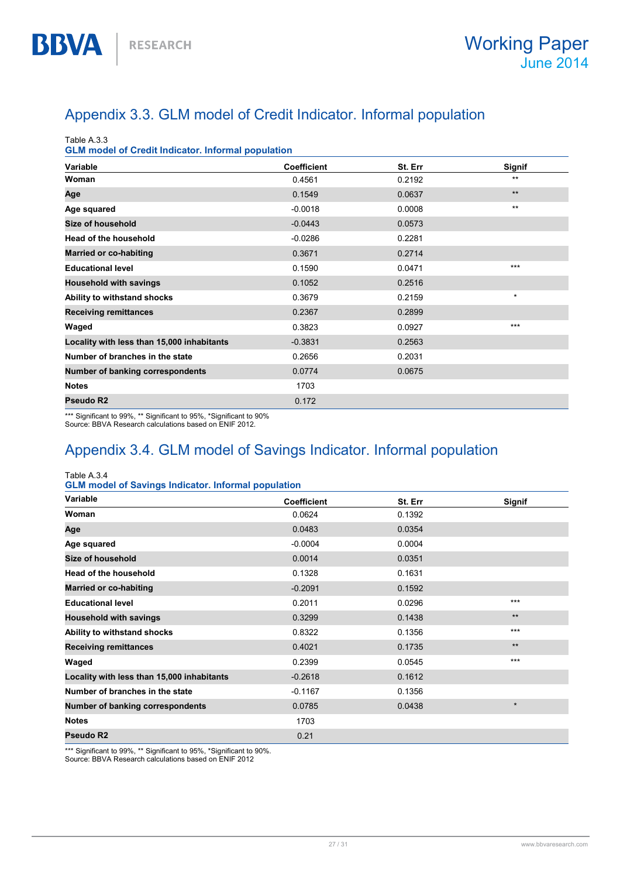## Appendix 3.3. GLM model of Credit Indicator. Informal population

Table A.3.3
**GLM model of Credit Indicator. Informal population**

| Variable | Coefficient | St. Err | Signif |
|---|---|---|---|
| **Woman** | 0.4561 | 0.2192 | ** |
| **Age** | 0.1549 | 0.0637 | ** |
| **Age squared** | -0.0018 | 0.0008 | ** |
| **Size of household** | -0.0443 | 0.0573 | |
| **Head of the household** | -0.0286 | 0.2281 | |
| **Married or co-habiting** | 0.3671 | 0.2714 | |
| **Educational level** | 0.1590 | 0.0471 | *** |
| **Household with savings** | 0.1052 | 0.2516 | |
| **Ability to withstand shocks** | 0.3679 | 0.2159 | * |
| **Receiving remittances** | 0.2367 | 0.2899 | |
| **Waged** | 0.3823 | 0.0927 | *** |
| **Locality with less than 15,000 inhabitants** | -0.3831 | 0.2563 | |
| **Number of branches in the state** | 0.2656 | 0.2031 | |
| **Number of banking correspondents** | 0.0774 | 0.0675 | |
| **Notes** | 1703 | | |
| **Pseudo R2** | 0.172 | | |

*** Significant to 99%, ** Significant to 95%, *Significant to 90%
Source: BBVA Research calculations based on ENIF 2012.

## Appendix 3.4. GLM model of Savings Indicator. Informal population

Table A.3.4
**GLM model of Savings Indicator. Informal population**

| Variable | Coefficient | St. Err | Signif |
|---|---|---|---|
| **Woman** | 0.0624 | 0.1392 | |
| **Age** | 0.0483 | 0.0354 | |
| **Age squared** | -0.0004 | 0.0004 | |
| **Size of household** | 0.0014 | 0.0351 | |
| **Head of the household** | 0.1328 | 0.1631 | |
| **Married or co-habiting** | -0.2091 | 0.1592 | |
| **Educational level** | 0.2011 | 0.0296 | *** |
| **Household with savings** | 0.3299 | 0.1438 | ** |
| **Ability to withstand shocks** | 0.8322 | 0.1356 | *** |
| **Receiving remittances** | 0.4021 | 0.1735 | ** |
| **Waged** | 0.2399 | 0.0545 | *** |
| **Locality with less than 15,000 inhabitants** | -0.2618 | 0.1612 | |
| **Number of branches in the state** | -0.1167 | 0.1356 | |
| **Number of banking correspondents** | 0.0785 | 0.0438 | * |
| **Notes** | 1703 | | |
| **Pseudo R2** | 0.21 | | |

*** Significant to 99%, ** Significant to 95%, *Significant to 90%.
Source: BBVA Research calculations based on ENIF 2012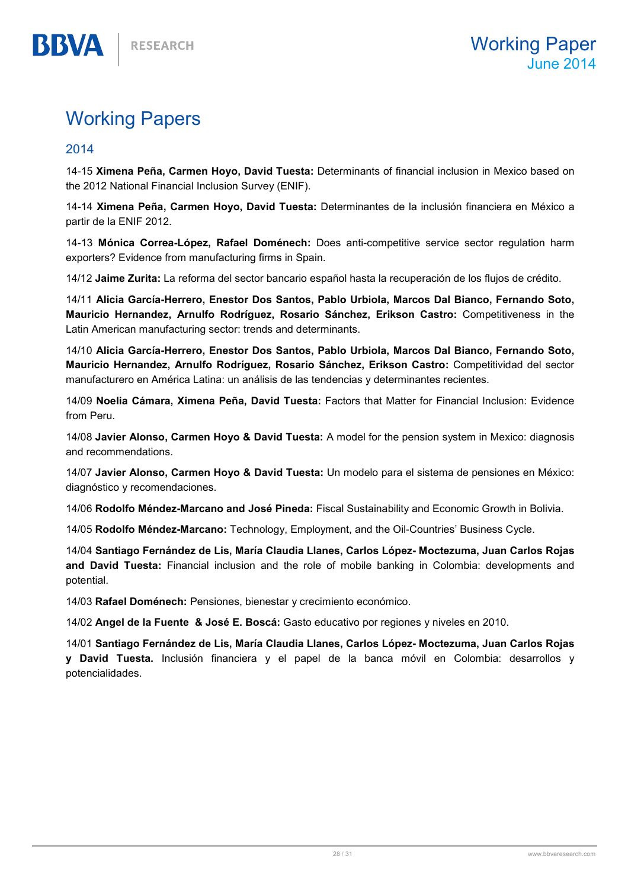# Working Papers

## 2014

14-15 **Ximena Peña, Carmen Hoyo, David Tuesta:** Determinants of financial inclusion in Mexico based on the 2012 National Financial Inclusion Survey (ENIF).

14-14 **Ximena Peña, Carmen Hoyo, David Tuesta:** Determinantes de la inclusión financiera en México a partir de la ENIF 2012.

14-13 **Mónica Correa-López, Rafael Doménech:** Does anti-competitive service sector regulation harm exporters? Evidence from manufacturing firms in Spain.

14/12 **Jaime Zurita:** La reforma del sector bancario español hasta la recuperación de los flujos de crédito.

14/11 **Alicia García-Herrero, Enestor Dos Santos, Pablo Urbiola, Marcos Dal Bianco, Fernando Soto, Mauricio Hernandez, Arnulfo Rodríguez, Rosario Sánchez, Erikson Castro:** Competitiveness in the Latin American manufacturing sector: trends and determinants.

14/10 **Alicia García-Herrero, Enestor Dos Santos, Pablo Urbiola, Marcos Dal Bianco, Fernando Soto, Mauricio Hernandez, Arnulfo Rodríguez, Rosario Sánchez, Erikson Castro:** Competitividad del sector manufacturero en América Latina: un análisis de las tendencias y determinantes recientes.

14/09 **Noelia Cámara, Ximena Peña, David Tuesta:** Factors that Matter for Financial Inclusion: Evidence from Peru.

14/08 **Javier Alonso, Carmen Hoyo & David Tuesta:** A model for the pension system in Mexico: diagnosis and recommendations.

14/07 **Javier Alonso, Carmen Hoyo & David Tuesta:** Un modelo para el sistema de pensiones en México: diagnóstico y recomendaciones.

14/06 **Rodolfo Méndez-Marcano and José Pineda:** Fiscal Sustainability and Economic Growth in Bolivia.

14/05 **Rodolfo Méndez-Marcano:** Technology, Employment, and the Oil-Countries' Business Cycle.

14/04 **Santiago Fernández de Lis, María Claudia Llanes, Carlos López- Moctezuma, Juan Carlos Rojas and David Tuesta:** Financial inclusion and the role of mobile banking in Colombia: developments and potential.

14/03 **Rafael Doménech:** Pensiones, bienestar y crecimiento económico.

14/02 **Angel de la Fuente & José E. Boscá:** Gasto educativo por regiones y niveles en 2010.

14/01 **Santiago Fernández de Lis, María Claudia Llanes, Carlos López- Moctezuma, Juan Carlos Rojas y David Tuesta.** Inclusión financiera y el papel de la banca móvil en Colombia: desarrollos y potencialidades.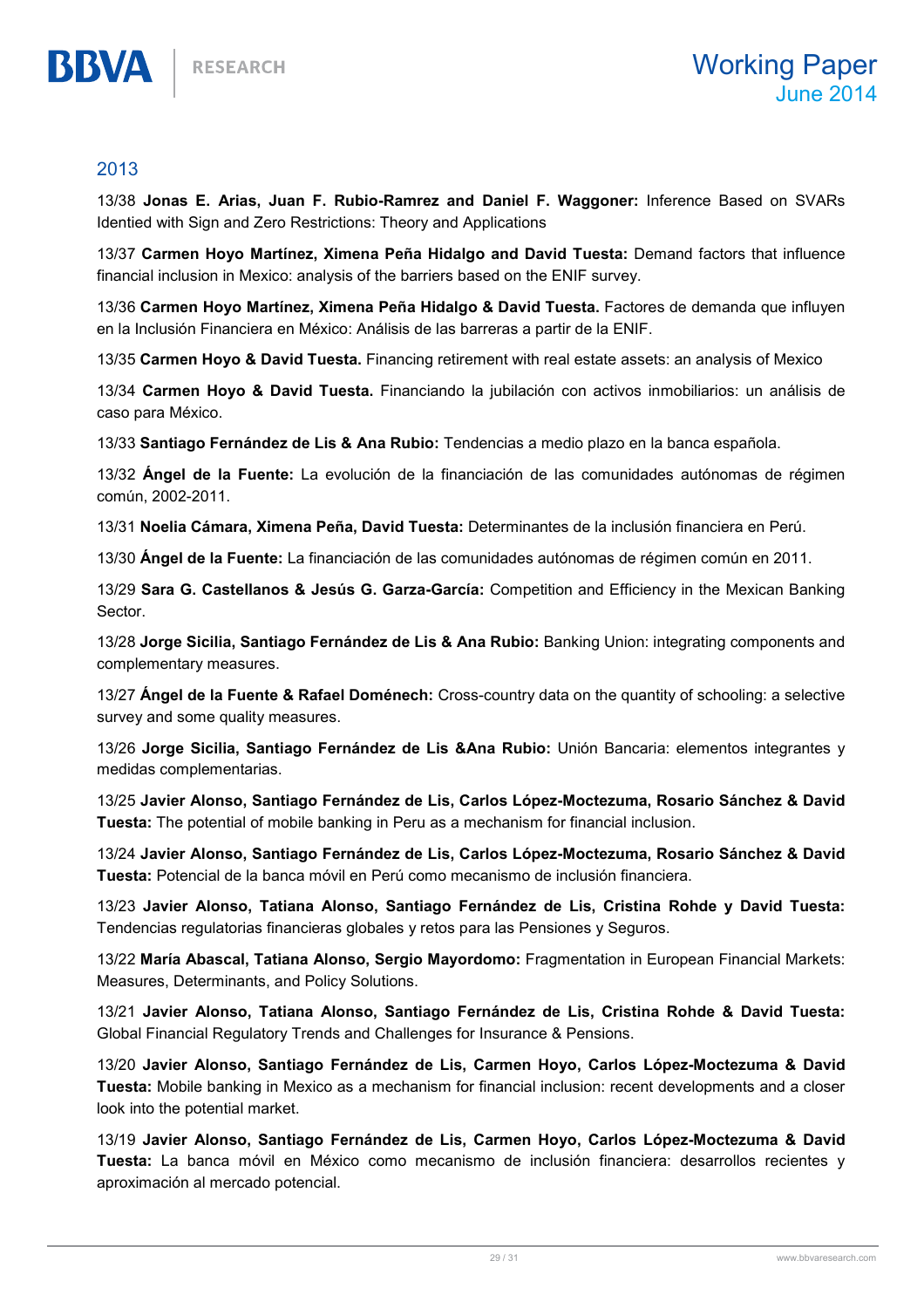## 2013

13/38 **Jonas E. Arias, Juan F. Rubio-Ramrez and Daniel F. Waggoner:** Inference Based on SVARs Identied with Sign and Zero Restrictions: Theory and Applications

13/37 **Carmen Hoyo Martínez, Ximena Peña Hidalgo and David Tuesta:** Demand factors that influence financial inclusion in Mexico: analysis of the barriers based on the ENIF survey.

13/36 **Carmen Hoyo Martínez, Ximena Peña Hidalgo & David Tuesta.** Factores de demanda que influyen en la Inclusión Financiera en México: Análisis de las barreras a partir de la ENIF.

13/35 **Carmen Hoyo & David Tuesta.** Financing retirement with real estate assets: an analysis of Mexico

13/34 **Carmen Hoyo & David Tuesta.** Financiando la jubilación con activos inmobiliarios: un análisis de caso para México.

13/33 **Santiago Fernández de Lis & Ana Rubio:** Tendencias a medio plazo en la banca española.

13/32 **Ángel de la Fuente:** La evolución de la financiación de las comunidades autónomas de régimen común, 2002-2011.

13/31 **Noelia Cámara, Ximena Peña, David Tuesta:** Determinantes de la inclusión financiera en Perú.

13/30 **Ángel de la Fuente:** La financiación de las comunidades autónomas de régimen común en 2011.

13/29 **Sara G. Castellanos & Jesús G. Garza-García:** Competition and Efficiency in the Mexican Banking Sector.

13/28 **Jorge Sicilia, Santiago Fernández de Lis & Ana Rubio:** Banking Union: integrating components and complementary measures.

13/27 **Ángel de la Fuente & Rafael Doménech:** Cross-country data on the quantity of schooling: a selective survey and some quality measures.

13/26 **Jorge Sicilia, Santiago Fernández de Lis &Ana Rubio:** Unión Bancaria: elementos integrantes y medidas complementarias.

13/25 **Javier Alonso, Santiago Fernández de Lis, Carlos López-Moctezuma, Rosario Sánchez & David Tuesta:** The potential of mobile banking in Peru as a mechanism for financial inclusion.

13/24 **Javier Alonso, Santiago Fernández de Lis, Carlos López-Moctezuma, Rosario Sánchez & David Tuesta:** Potencial de la banca móvil en Perú como mecanismo de inclusión financiera.

13/23 **Javier Alonso, Tatiana Alonso, Santiago Fernández de Lis, Cristina Rohde y David Tuesta:** Tendencias regulatorias financieras globales y retos para las Pensiones y Seguros.

13/22 **María Abascal, Tatiana Alonso, Sergio Mayordomo:** Fragmentation in European Financial Markets: Measures, Determinants, and Policy Solutions.

13/21 **Javier Alonso, Tatiana Alonso, Santiago Fernández de Lis, Cristina Rohde & David Tuesta:** Global Financial Regulatory Trends and Challenges for Insurance & Pensions.

13/20 **Javier Alonso, Santiago Fernández de Lis, Carmen Hoyo, Carlos López-Moctezuma & David Tuesta:** Mobile banking in Mexico as a mechanism for financial inclusion: recent developments and a closer look into the potential market.

13/19 **Javier Alonso, Santiago Fernández de Lis, Carmen Hoyo, Carlos López-Moctezuma & David Tuesta:** La banca móvil en México como mecanismo de inclusión financiera: desarrollos recientes y aproximación al mercado potencial.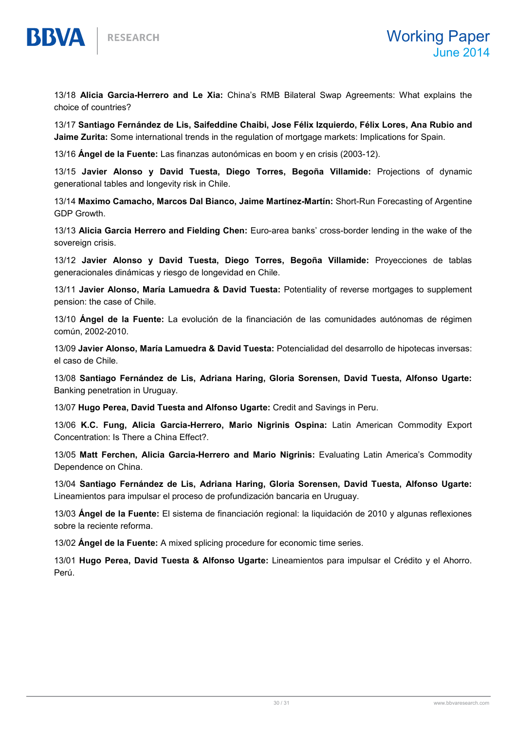13/18 **Alicia Garcia-Herrero and Le Xia:** China's RMB Bilateral Swap Agreements: What explains the choice of countries?

13/17 **Santiago Fernández de Lis, Saifeddine Chaibi, Jose Félix Izquierdo, Félix Lores, Ana Rubio and Jaime Zurita:** Some international trends in the regulation of mortgage markets: Implications for Spain.

13/16 **Ángel de la Fuente:** Las finanzas autonómicas en boom y en crisis (2003-12).

13/15 **Javier Alonso y David Tuesta, Diego Torres, Begoña Villamide:** Projections of dynamic generational tables and longevity risk in Chile.

13/14 **Maximo Camacho, Marcos Dal Bianco, Jaime Martínez-Martín:** Short-Run Forecasting of Argentine GDP Growth.

13/13 **Alicia Garcia Herrero and Fielding Chen:** Euro-area banks' cross-border lending in the wake of the sovereign crisis.

13/12 **Javier Alonso y David Tuesta, Diego Torres, Begoña Villamide:** Proyecciones de tablas generacionales dinámicas y riesgo de longevidad en Chile.

13/11 **Javier Alonso, María Lamuedra & David Tuesta:** Potentiality of reverse mortgages to supplement pension: the case of Chile.

13/10 **Ángel de la Fuente:** La evolución de la financiación de las comunidades autónomas de régimen común, 2002-2010.

13/09 **Javier Alonso, María Lamuedra & David Tuesta:** Potencialidad del desarrollo de hipotecas inversas: el caso de Chile.

13/08 **Santiago Fernández de Lis, Adriana Haring, Gloria Sorensen, David Tuesta, Alfonso Ugarte:** Banking penetration in Uruguay.

13/07 **Hugo Perea, David Tuesta and Alfonso Ugarte:** Credit and Savings in Peru.

13/06 **K.C. Fung, Alicia Garcia-Herrero, Mario Nigrinis Ospina:** Latin American Commodity Export Concentration: Is There a China Effect?.

13/05 **Matt Ferchen, Alicia Garcia-Herrero and Mario Nigrinis:** Evaluating Latin America's Commodity Dependence on China.

13/04 **Santiago Fernández de Lis, Adriana Haring, Gloria Sorensen, David Tuesta, Alfonso Ugarte:** Lineamientos para impulsar el proceso de profundización bancaria en Uruguay.

13/03 **Ángel de la Fuente:** El sistema de financiación regional: la liquidación de 2010 y algunas reflexiones sobre la reciente reforma.

13/02 **Ángel de la Fuente:** A mixed splicing procedure for economic time series.

13/01 **Hugo Perea, David Tuesta & Alfonso Ugarte:** Lineamientos para impulsar el Crédito y el Ahorro. Perú.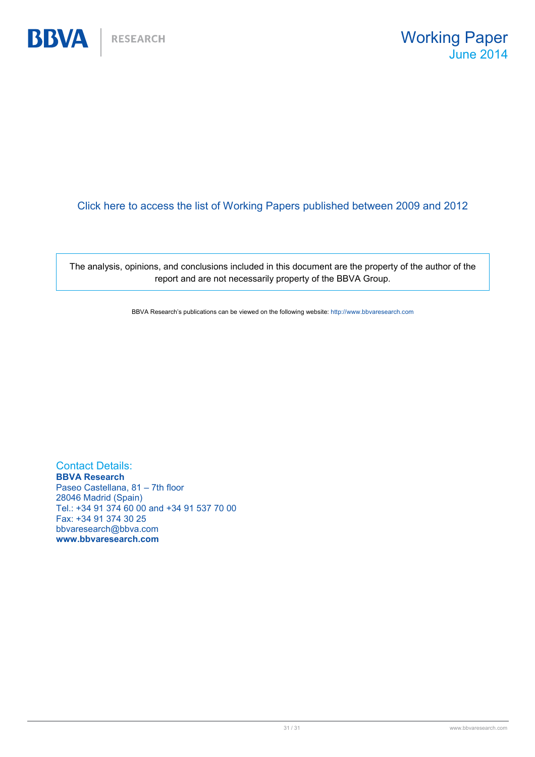Click here to access the list of Working Papers published between 2009 and 2012

The analysis, opinions, and conclusions included in this document are the property of the author of the report and are not necessarily property of the BBVA Group.

BBVA Research's publications can be viewed on the following website: http://www.bbvaresearch.com

Contact Details:

**BBVA Research**
Paseo Castellana, 81 – 7th floor
28046 Madrid (Spain)
Tel.: +34 91 374 60 00 and +34 91 537 70 00
Fax: +34 91 374 30 25
bbvaresearch@bbva.com
**www.bbvaresearch.com**